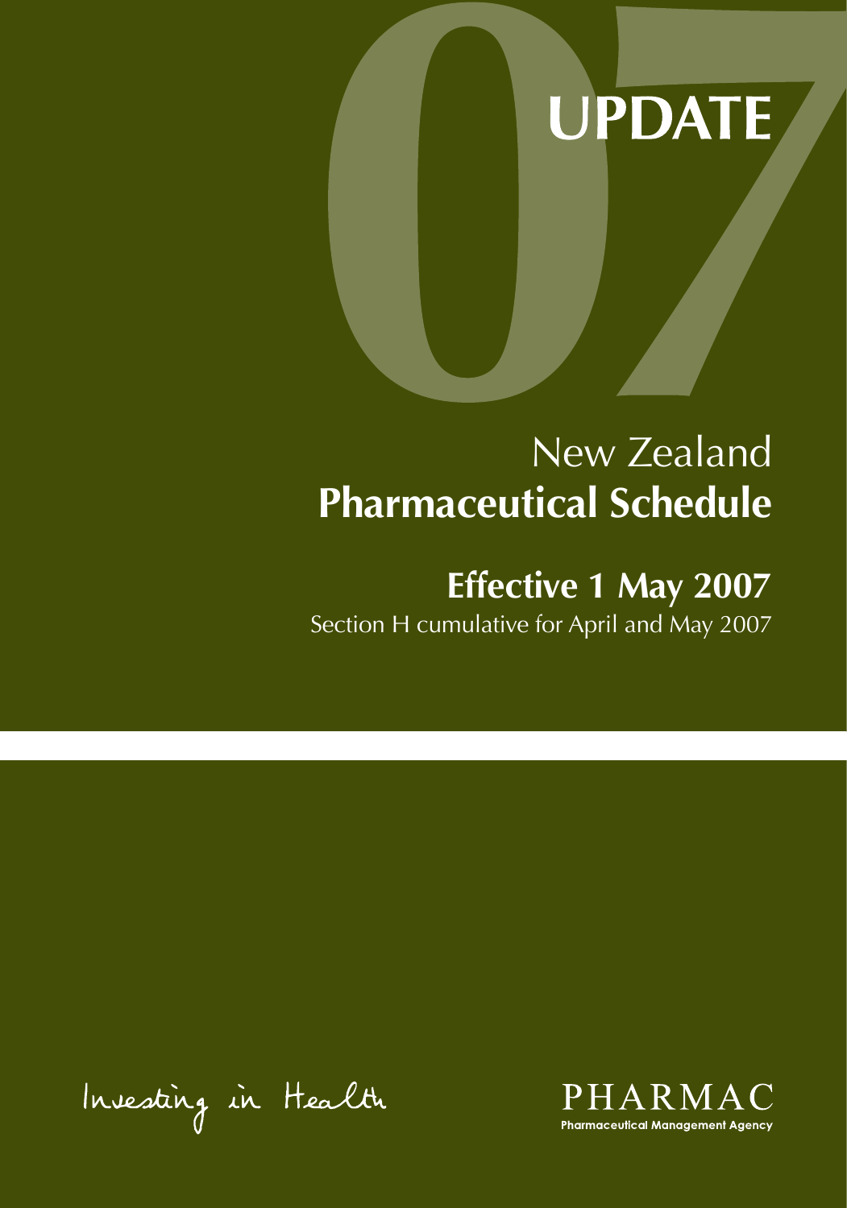# 07 UPDATE

# New Zealand **Pharmaceutical Schedule**

## Effective 1 May 2007

Section H cumulative for April and May 2007

Investing in Health

PHARMAC

Pharmaceutical Management Agency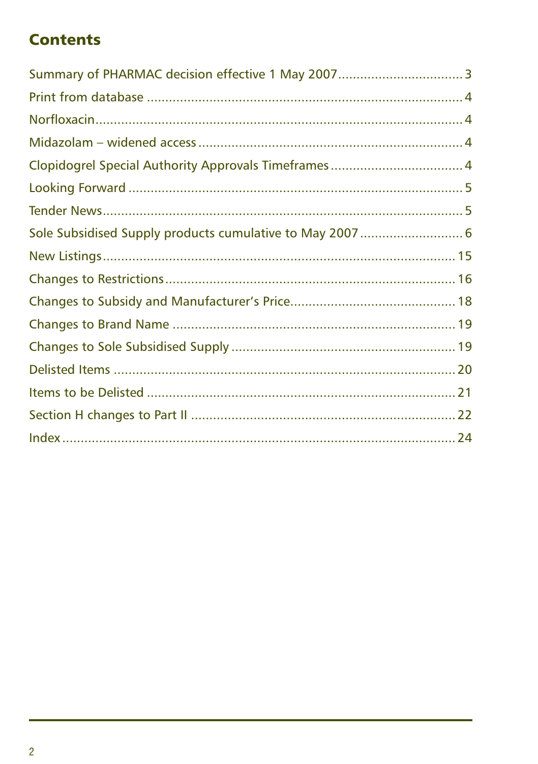## Contents

Summary of PHARMAC decision effective 1 May 2007 .................................. 3

Print from database .................................................................................. 4

Norfloxacin ................................................................................................ 4

Midazolam – widened access ..................................................................... 4

Clopidogrel Special Authority Approvals Timeframes ................................. 4

Looking Forward ........................................................................................ 5

Tender News .............................................................................................. 5

Sole Subsidised Supply products cumulative to May 2007 .......................... 6

New Listings .............................................................................................. 15

Changes to Restrictions ............................................................................. 16

Changes to Subsidy and Manufacturer's Price ........................................... 18

Changes to Brand Name ............................................................................ 19

Changes to Sole Subsidised Supply ............................................................ 19

Delisted Items ........................................................................................... 20

Items to be Delisted .................................................................................. 21

Section H changes to Part II ...................................................................... 22

Index ......................................................................................................... 24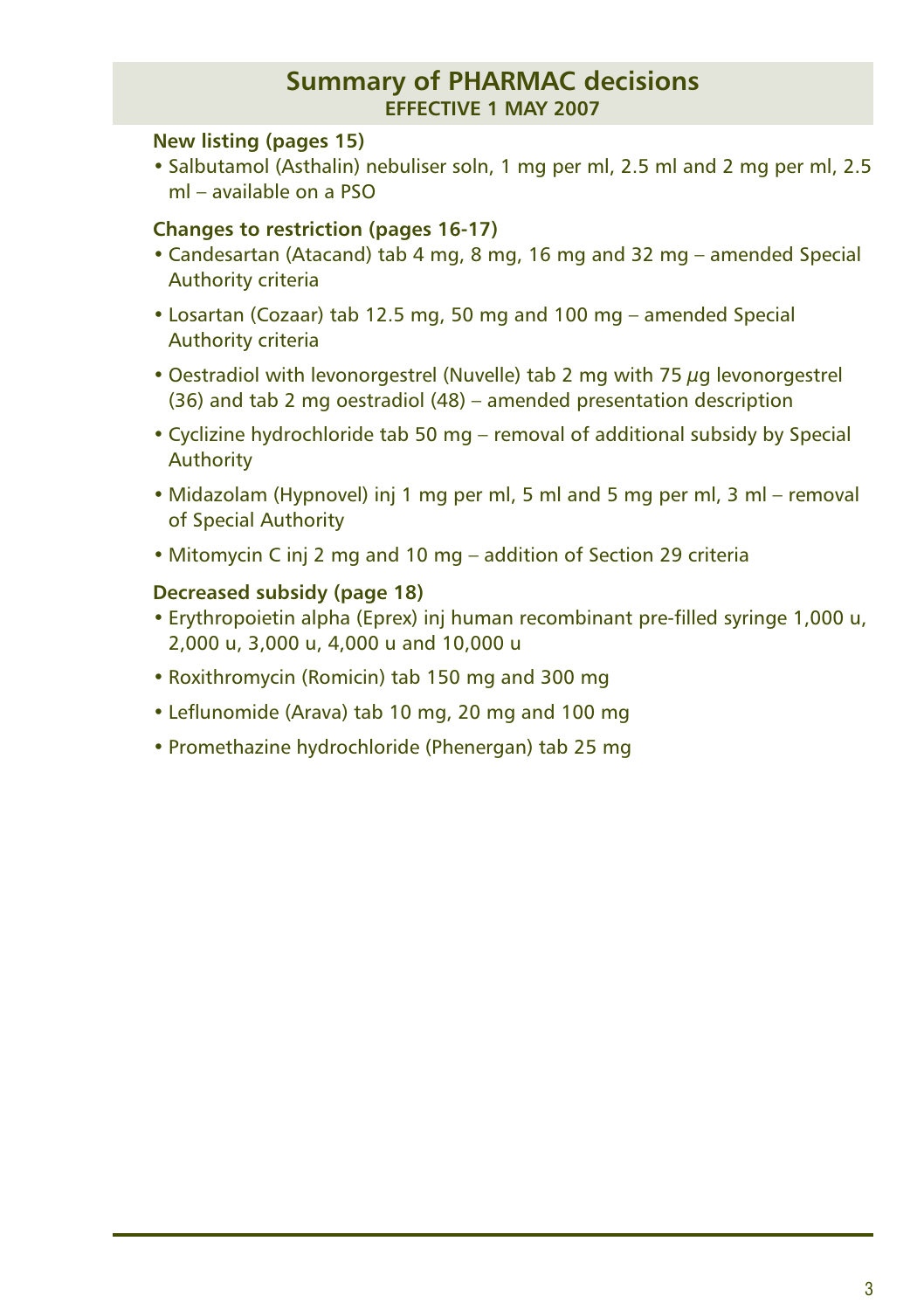# Summary of PHARMAC decisions

**EFFECTIVE 1 MAY 2007**

**New listing (pages 15)**

- Salbutamol (Asthalin) nebuliser soln, 1 mg per ml, 2.5 ml and 2 mg per ml, 2.5 ml – available on a PSO

**Changes to restriction (pages 16-17)**

- Candesartan (Atacand) tab 4 mg, 8 mg, 16 mg and 32 mg – amended Special Authority criteria
- Losartan (Cozaar) tab 12.5 mg, 50 mg and 100 mg – amended Special Authority criteria
- Oestradiol with levonorgestrel (Nuvelle) tab 2 mg with 75 μg levonorgestrel (36) and tab 2 mg oestradiol (48) – amended presentation description
- Cyclizine hydrochloride tab 50 mg – removal of additional subsidy by Special Authority
- Midazolam (Hypnovel) inj 1 mg per ml, 5 ml and 5 mg per ml, 3 ml – removal of Special Authority
- Mitomycin C inj 2 mg and 10 mg – addition of Section 29 criteria

**Decreased subsidy (page 18)**

- Erythropoietin alpha (Eprex) inj human recombinant pre-filled syringe 1,000 u, 2,000 u, 3,000 u, 4,000 u and 10,000 u
- Roxithromycin (Romicin) tab 150 mg and 300 mg
- Leflunomide (Arava) tab 10 mg, 20 mg and 100 mg
- Promethazine hydrochloride (Phenergan) tab 25 mg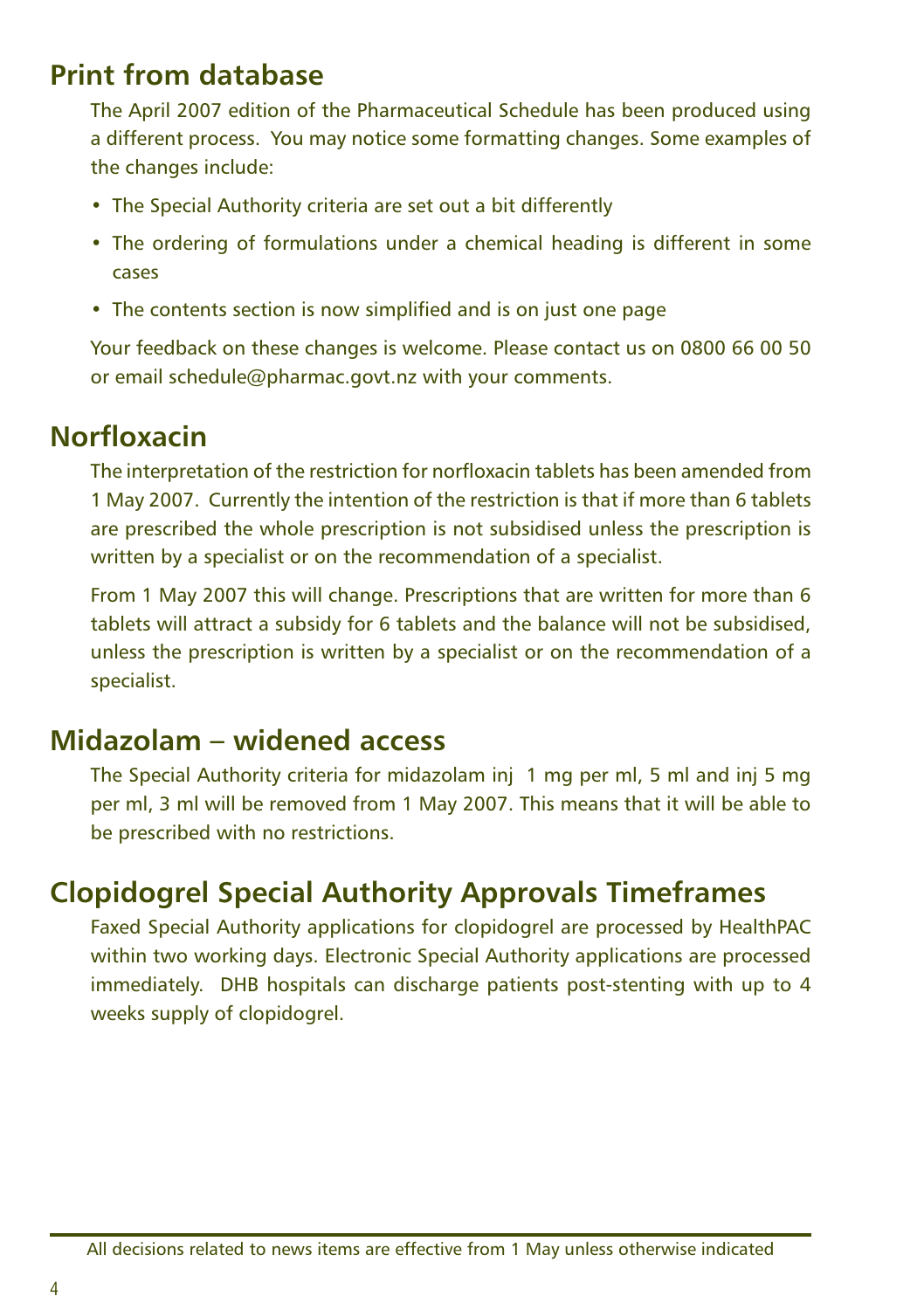## Print from database

The April 2007 edition of the Pharmaceutical Schedule has been produced using a different process. You may notice some formatting changes. Some examples of the changes include:

- The Special Authority criteria are set out a bit differently
- The ordering of formulations under a chemical heading is different in some cases
- The contents section is now simplified and is on just one page

Your feedback on these changes is welcome. Please contact us on 0800 66 00 50 or email schedule@pharmac.govt.nz with your comments.

## Norfloxacin

The interpretation of the restriction for norfloxacin tablets has been amended from 1 May 2007. Currently the intention of the restriction is that if more than 6 tablets are prescribed the whole prescription is not subsidised unless the prescription is written by a specialist or on the recommendation of a specialist.

From 1 May 2007 this will change. Prescriptions that are written for more than 6 tablets will attract a subsidy for 6 tablets and the balance will not be subsidised, unless the prescription is written by a specialist or on the recommendation of a specialist.

## Midazolam – widened access

The Special Authority criteria for midazolam inj 1 mg per ml, 5 ml and inj 5 mg per ml, 3 ml will be removed from 1 May 2007. This means that it will be able to be prescribed with no restrictions.

## Clopidogrel Special Authority Approvals Timeframes

Faxed Special Authority applications for clopidogrel are processed by HealthPAC within two working days. Electronic Special Authority applications are processed immediately. DHB hospitals can discharge patients post-stenting with up to 4 weeks supply of clopidogrel.

All decisions related to news items are effective from 1 May unless otherwise indicated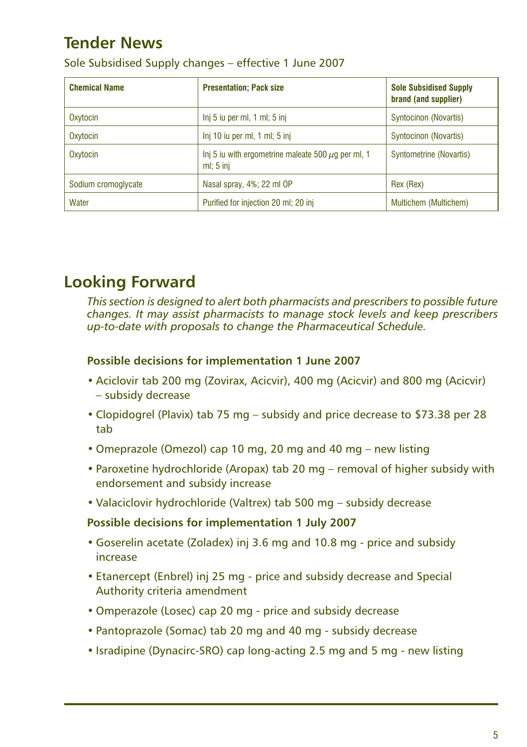## Tender News

Sole Subsidised Supply changes – effective 1 June 2007

| Chemical Name | Presentation; Pack size | Sole Subsidised Supply brand (and supplier) |
|---|---|---|
| Oxytocin | Inj 5 iu per ml, 1 ml; 5 inj | Syntocinon (Novartis) |
| Oxytocin | Inj 10 iu per ml, 1 ml; 5 inj | Syntocinon (Novartis) |
| Oxytocin | Inj 5 iu with ergometrine maleate 500 $\mu$g per ml, 1 ml; 5 inj | Syntometrine (Novartis) |
| Sodium cromoglycate | Nasal spray, 4%; 22 ml OP | Rex (Rex) |
| Water | Purified for injection 20 ml; 20 inj | Multichem (Multichem) |

## Looking Forward

*This section is designed to alert both pharmacists and prescribers to possible future changes. It may assist pharmacists to manage stock levels and keep prescribers up-to-date with proposals to change the Pharmaceutical Schedule.*

**Possible decisions for implementation 1 June 2007**

- Aciclovir tab 200 mg (Zovirax, Acicvir), 400 mg (Acicvir) and 800 mg (Acicvir) – subsidy decrease
- Clopidogrel (Plavix) tab 75 mg – subsidy and price decrease to $73.38 per 28 tab
- Omeprazole (Omezol) cap 10 mg, 20 mg and 40 mg – new listing
- Paroxetine hydrochloride (Aropax) tab 20 mg – removal of higher subsidy with endorsement and subsidy increase
- Valaciclovir hydrochloride (Valtrex) tab 500 mg – subsidy decrease

**Possible decisions for implementation 1 July 2007**

- Goserelin acetate (Zoladex) inj 3.6 mg and 10.8 mg - price and subsidy increase
- Etanercept (Enbrel) inj 25 mg - price and subsidy decrease and Special Authority criteria amendment
- Omperazole (Losec) cap 20 mg - price and subsidy decrease
- Pantoprazole (Somac) tab 20 mg and 40 mg - subsidy decrease
- Isradipine (Dynacirc-SRO) cap long-acting 2.5 mg and 5 mg - new listing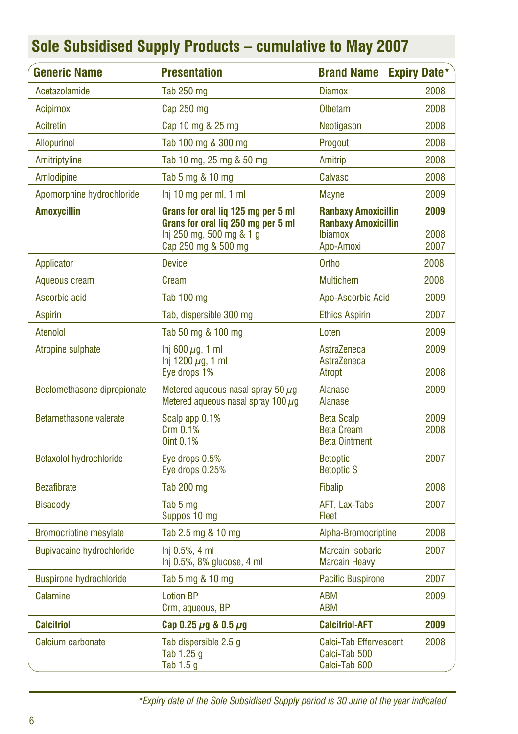## Sole Subsidised Supply Products – cumulative to May 2007

| Generic Name | Presentation | Brand Name | Expiry Date* |
|---|---|---|---|
| Acetazolamide | Tab 250 mg | Diamox | 2008 |
| Acipimox | Cap 250 mg | Olbetam | 2008 |
| Acitretin | Cap 10 mg & 25 mg | Neotigason | 2008 |
| Allopurinol | Tab 100 mg & 300 mg | Progout | 2008 |
| Amitriptyline | Tab 10 mg, 25 mg & 50 mg | Amitrip | 2008 |
| Amlodipine | Tab 5 mg & 10 mg | Calvasc | 2008 |
| Apomorphine hydrochloride | Inj 10 mg per ml, 1 ml | Mayne | 2009 |
| **Amoxycillin** | **Grans for oral liq 125 mg per 5 ml**<br>**Grans for oral liq 250 mg per 5 ml**<br>Inj 250 mg, 500 mg & 1 g<br>Cap 250 mg & 500 mg | **Ranbaxy Amoxicillin**<br>**Ranbaxy Amoxicillin**<br>Ibiamox<br>Apo-Amoxi | **2009**<br><br>2008<br>2007 |
| Applicator | Device | Ortho | 2008 |
| Aqueous cream | Cream | Multichem | 2008 |
| Ascorbic acid | Tab 100 mg | Apo-Ascorbic Acid | 2009 |
| Aspirin | Tab, dispersible 300 mg | Ethics Aspirin | 2007 |
| Atenolol | Tab 50 mg & 100 mg | Loten | 2009 |
| Atropine sulphate | Inj 600 $\mu$g, 1 ml<br>Inj 1200 $\mu$g, 1 ml<br>Eye drops 1% | AstraZeneca<br>AstraZeneca<br>Atropt | 2009<br><br>2008 |
| Beclomethasone dipropionate | Metered aqueous nasal spray 50 $\mu$g<br>Metered aqueous nasal spray 100 $\mu$g | Alanase<br>Alanase | 2009 |
| Betamethasone valerate | Scalp app 0.1%<br>Crm 0.1%<br>Oint 0.1% | Beta Scalp<br>Beta Cream<br>Beta Ointment | 2009<br>2008 |
| Betaxolol hydrochloride | Eye drops 0.5%<br>Eye drops 0.25% | Betoptic<br>Betoptic S | 2007 |
| Bezafibrate | Tab 200 mg | Fibalip | 2008 |
| Bisacodyl | Tab 5 mg<br>Suppos 10 mg | AFT, Lax-Tabs<br>Fleet | 2007 |
| Bromocriptine mesylate | Tab 2.5 mg & 10 mg | Alpha-Bromocriptine | 2008 |
| Bupivacaine hydrochloride | Inj 0.5%, 4 ml<br>Inj 0.5%, 8% glucose, 4 ml | Marcain Isobaric<br>Marcain Heavy | 2007 |
| Buspirone hydrochloride | Tab 5 mg & 10 mg | Pacific Buspirone | 2007 |
| Calamine | Lotion BP<br>Crm, aqueous, BP | ABM<br>ABM | 2009 |
| **Calcitriol** | **Cap 0.25 $\mu$g & 0.5 $\mu$g** | **Calcitriol-AFT** | **2009** |
| Calcium carbonate | Tab dispersible 2.5 g<br>Tab 1.25 g<br>Tab 1.5 g | Calci-Tab Effervescent<br>Calci-Tab 500<br>Calci-Tab 600 | 2008 |

*\*Expiry date of the Sole Subsidised Supply period is 30 June of the year indicated.*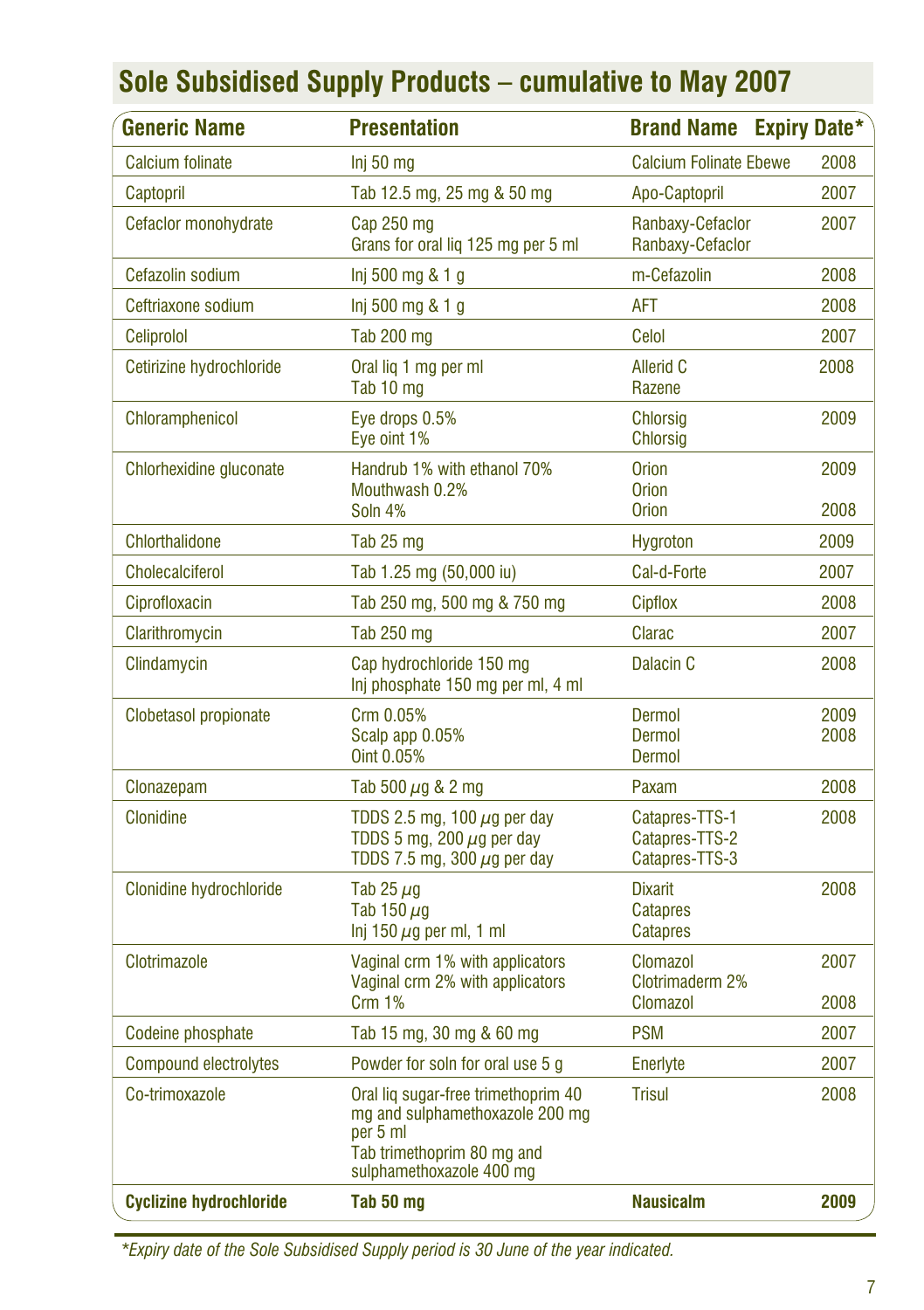## Sole Subsidised Supply Products – cumulative to May 2007

| Generic Name | Presentation | Brand Name | Expiry Date* |
|---|---|---|---|
| Calcium folinate | Inj 50 mg | Calcium Folinate Ebewe | 2008 |
| Captopril | Tab 12.5 mg, 25 mg & 50 mg | Apo-Captopril | 2007 |
| Cefaclor monohydrate | Cap 250 mg<br>Grans for oral liq 125 mg per 5 ml | Ranbaxy-Cefaclor<br>Ranbaxy-Cefaclor | 2007 |
| Cefazolin sodium | Inj 500 mg & 1 g | m-Cefazolin | 2008 |
| Ceftriaxone sodium | Inj 500 mg & 1 g | AFT | 2008 |
| Celiprolol | Tab 200 mg | Celol | 2007 |
| Cetirizine hydrochloride | Oral liq 1 mg per ml<br>Tab 10 mg | Allerid C<br>Razene | 2008 |
| Chloramphenicol | Eye drops 0.5%<br>Eye oint 1% | Chlorsig<br>Chlorsig | 2009 |
| Chlorhexidine gluconate | Handrub 1% with ethanol 70%<br>Mouthwash 0.2%<br>Soln 4% | Orion<br>Orion<br>Orion | 2009<br><br>2008 |
| Chlorthalidone | Tab 25 mg | Hygroton | 2009 |
| Cholecalciferol | Tab 1.25 mg (50,000 iu) | Cal-d-Forte | 2007 |
| Ciprofloxacin | Tab 250 mg, 500 mg & 750 mg | Cipflox | 2008 |
| Clarithromycin | Tab 250 mg | Clarac | 2007 |
| Clindamycin | Cap hydrochloride 150 mg<br>Inj phosphate 150 mg per ml, 4 ml | Dalacin C | 2008 |
| Clobetasol propionate | Crm 0.05%<br>Scalp app 0.05%<br>Oint 0.05% | Dermol<br>Dermol<br>Dermol | 2009<br>2008 |
| Clonazepam | Tab 500 µg & 2 mg | Paxam | 2008 |
| Clonidine | TDDS 2.5 mg, 100 µg per day<br>TDDS 5 mg, 200 µg per day<br>TDDS 7.5 mg, 300 µg per day | Catapres-TTS-1<br>Catapres-TTS-2<br>Catapres-TTS-3 | 2008 |
| Clonidine hydrochloride | Tab 25 µg<br>Tab 150 µg<br>Inj 150 µg per ml, 1 ml | Dixarit<br>Catapres<br>Catapres | 2008 |
| Clotrimazole | Vaginal crm 1% with applicators<br>Vaginal crm 2% with applicators<br>Crm 1% | Clomazol<br>Clotrimaderm 2%<br>Clomazol | 2007<br><br>2008 |
| Codeine phosphate | Tab 15 mg, 30 mg & 60 mg | PSM | 2007 |
| Compound electrolytes | Powder for soln for oral use 5 g | Enerlyte | 2007 |
| Co-trimoxazole | Oral liq sugar-free trimethoprim 40 mg and sulphamethoxazole 200 mg per 5 ml<br>Tab trimethoprim 80 mg and sulphamethoxazole 400 mg | Trisul | 2008 |
| **Cyclizine hydrochloride** | **Tab 50 mg** | **Nausicalm** | **2009** |

*Expiry date of the Sole Subsidised Supply period is 30 June of the year indicated.*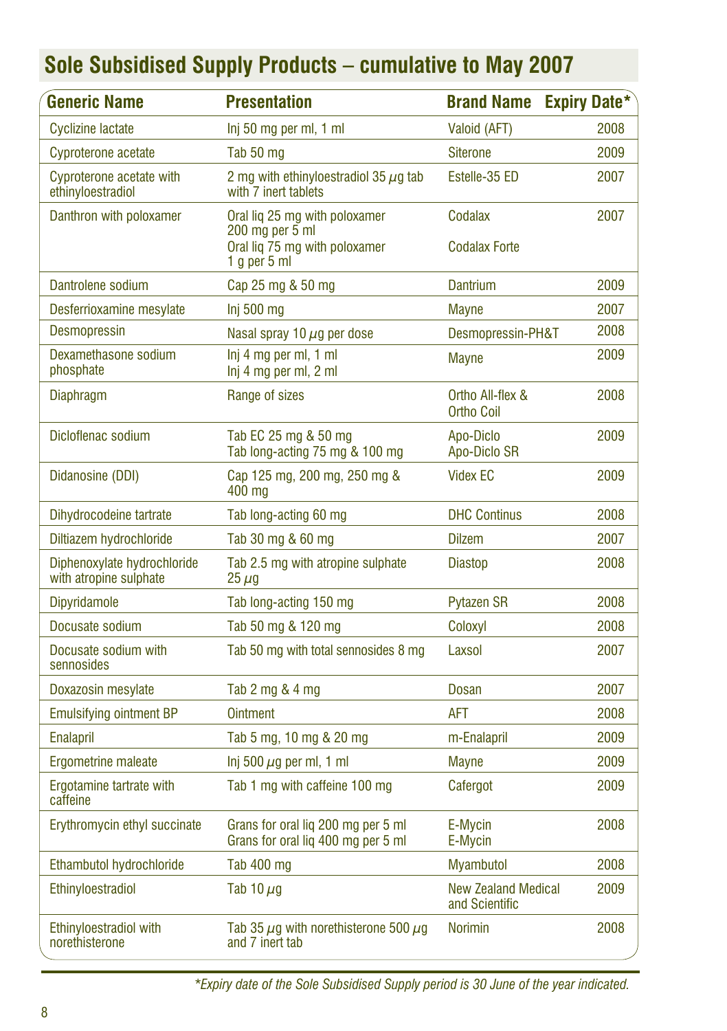# Sole Subsidised Supply Products – cumulative to May 2007

| Generic Name | Presentation | Brand Name | Expiry Date* |
|---|---|---|---|
| Cyclizine lactate | Inj 50 mg per ml, 1 ml | Valoid (AFT) | 2008 |
| Cyproterone acetate | Tab 50 mg | Siterone | 2009 |
| Cyproterone acetate with ethinyloestradiol | 2 mg with ethinyloestradiol 35 µg tab with 7 inert tablets | Estelle-35 ED | 2007 |
| Danthron with poloxamer | Oral liq 25 mg with poloxamer 200 mg per 5 ml<br>Oral liq 75 mg with poloxamer 1 g per 5 ml | Codalax<br>Codalax Forte | 2007 |
| Dantrolene sodium | Cap 25 mg & 50 mg | Dantrium | 2009 |
| Desferrioxamine mesylate | Inj 500 mg | Mayne | 2007 |
| Desmopressin | Nasal spray 10 µg per dose | Desmopressin-PH&T | 2008 |
| Dexamethasone sodium phosphate | Inj 4 mg per ml, 1 ml<br>Inj 4 mg per ml, 2 ml | Mayne | 2009 |
| Diaphragm | Range of sizes | Ortho All-flex & Ortho Coil | 2008 |
| Dicloflenac sodium | Tab EC 25 mg & 50 mg<br>Tab long-acting 75 mg & 100 mg | Apo-Diclo<br>Apo-Diclo SR | 2009 |
| Didanosine (DDI) | Cap 125 mg, 200 mg, 250 mg & 400 mg | Videx EC | 2009 |
| Dihydrocodeine tartrate | Tab long-acting 60 mg | DHC Continus | 2008 |
| Diltiazem hydrochloride | Tab 30 mg & 60 mg | Dilzem | 2007 |
| Diphenoxylate hydrochloride with atropine sulphate | Tab 2.5 mg with atropine sulphate 25 µg | Diastop | 2008 |
| Dipyridamole | Tab long-acting 150 mg | Pytazen SR | 2008 |
| Docusate sodium | Tab 50 mg & 120 mg | Coloxyl | 2008 |
| Docusate sodium with sennosides | Tab 50 mg with total sennosides 8 mg | Laxsol | 2007 |
| Doxazosin mesylate | Tab 2 mg & 4 mg | Dosan | 2007 |
| Emulsifying ointment BP | Ointment | AFT | 2008 |
| Enalapril | Tab 5 mg, 10 mg & 20 mg | m-Enalapril | 2009 |
| Ergometrine maleate | Inj 500 µg per ml, 1 ml | Mayne | 2009 |
| Ergotamine tartrate with caffeine | Tab 1 mg with caffeine 100 mg | Cafergot | 2009 |
| Erythromycin ethyl succinate | Grans for oral liq 200 mg per 5 ml<br>Grans for oral liq 400 mg per 5 ml | E-Mycin<br>E-Mycin | 2008 |
| Ethambutol hydrochloride | Tab 400 mg | Myambutol | 2008 |
| Ethinyloestradiol | Tab 10 µg | New Zealand Medical and Scientific | 2009 |
| Ethinyloestradiol with norethisterone | Tab 35 µg with norethisterone 500 µg and 7 inert tab | Norimin | 2008 |

*\*Expiry date of the Sole Subsidised Supply period is 30 June of the year indicated.*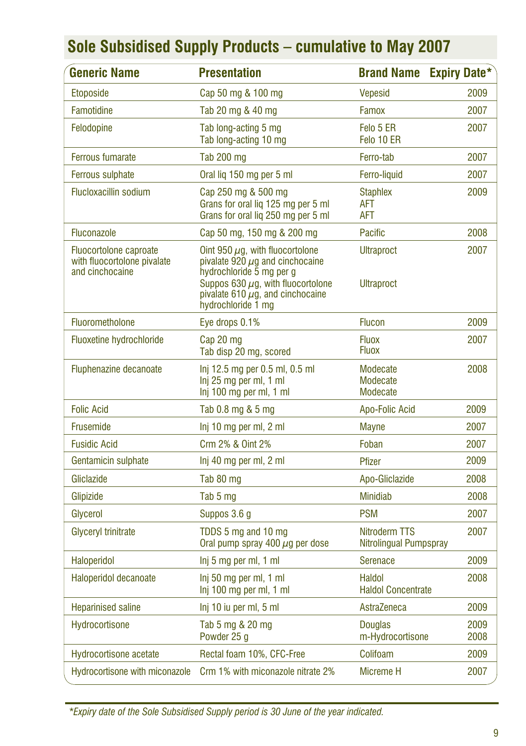## Sole Subsidised Supply Products – cumulative to May 2007

| Generic Name | Presentation | Brand Name | Expiry Date* |
|---|---|---|---|
| Etoposide | Cap 50 mg & 100 mg | Vepesid | 2009 |
| Famotidine | Tab 20 mg & 40 mg | Famox | 2007 |
| Felodopine | Tab long-acting 5 mg<br>Tab long-acting 10 mg | Felo 5 ER<br>Felo 10 ER | 2007 |
| Ferrous fumarate | Tab 200 mg | Ferro-tab | 2007 |
| Ferrous sulphate | Oral liq 150 mg per 5 ml | Ferro-liquid | 2007 |
| Flucloxacillin sodium | Cap 250 mg & 500 mg<br>Grans for oral liq 125 mg per 5 ml<br>Grans for oral liq 250 mg per 5 ml | Staphlex<br>AFT<br>AFT | 2009 |
| Fluconazole | Cap 50 mg, 150 mg & 200 mg | Pacific | 2008 |
| Fluocortolone caproate with fluocortolone pivalate and cinchocaine | Oint 950 µg, with fluocortolone pivalate 920 µg and cinchocaine hydrochloride 5 mg per g<br>Suppos 630 µg, with fluocortolone pivalate 610 µg, and cinchocaine hydrochloride 1 mg | Ultraproct<br><br>Ultraproct | 2007 |
| Fluorometholone | Eye drops 0.1% | Flucon | 2009 |
| Fluoxetine hydrochloride | Cap 20 mg<br>Tab disp 20 mg, scored | Fluox<br>Fluox | 2007 |
| Fluphenazine decanoate | Inj 12.5 mg per 0.5 ml, 0.5 ml<br>Inj 25 mg per ml, 1 ml<br>Inj 100 mg per ml, 1 ml | Modecate<br>Modecate<br>Modecate | 2008 |
| Folic Acid | Tab 0.8 mg & 5 mg | Apo-Folic Acid | 2009 |
| Frusemide | Inj 10 mg per ml, 2 ml | Mayne | 2007 |
| Fusidic Acid | Crm 2% & Oint 2% | Foban | 2007 |
| Gentamicin sulphate | Inj 40 mg per ml, 2 ml | Pfizer | 2009 |
| Gliclazide | Tab 80 mg | Apo-Gliclazide | 2008 |
| Glipizide | Tab 5 mg | Minidiab | 2008 |
| Glycerol | Suppos 3.6 g | PSM | 2007 |
| Glyceryl trinitrate | TDDS 5 mg and 10 mg<br>Oral pump spray 400 µg per dose | Nitroderm TTS<br>Nitrolingual Pumpspray | 2007 |
| Haloperidol | Inj 5 mg per ml, 1 ml | Serenace | 2009 |
| Haloperidol decanoate | Inj 50 mg per ml, 1 ml<br>Inj 100 mg per ml, 1 ml | Haldol<br>Haldol Concentrate | 2008 |
| Heparinised saline | Inj 10 iu per ml, 5 ml | AstraZeneca | 2009 |
| Hydrocortisone | Tab 5 mg & 20 mg<br>Powder 25 g | Douglas<br>m-Hydrocortisone | 2009<br>2008 |
| Hydrocortisone acetate | Rectal foam 10%, CFC-Free | Colifoam | 2009 |
| Hydrocortisone with miconazole | Crm 1% with miconazole nitrate 2% | Micreme H | 2007 |

*Expiry date of the Sole Subsidised Supply period is 30 June of the year indicated.*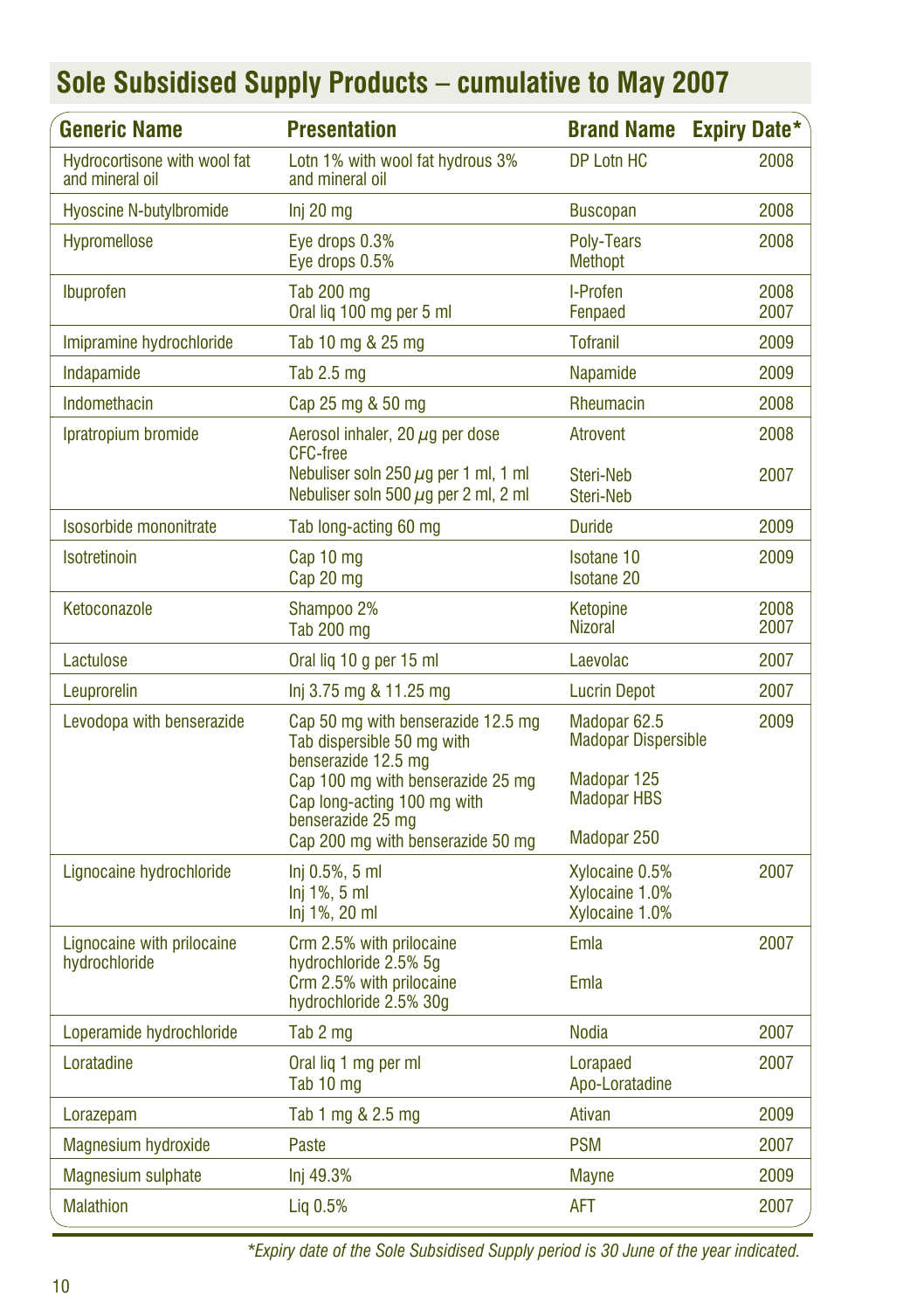## Sole Subsidised Supply Products – cumulative to May 2007

| Generic Name | Presentation | Brand Name | Expiry Date* |
|---|---|---|---|
| Hydrocortisone with wool fat and mineral oil | Lotn 1% with wool fat hydrous 3% and mineral oil | DP Lotn HC | 2008 |
| Hyoscine N-butylbromide | Inj 20 mg | Buscopan | 2008 |
| Hypromellose | Eye drops 0.3%<br>Eye drops 0.5% | Poly-Tears<br>Methopt | 2008 |
| Ibuprofen | Tab 200 mg<br>Oral liq 100 mg per 5 ml | I-Profen<br>Fenpaed | 2008<br>2007 |
| Imipramine hydrochloride | Tab 10 mg & 25 mg | Tofranil | 2009 |
| Indapamide | Tab 2.5 mg | Napamide | 2009 |
| Indomethacin | Cap 25 mg & 50 mg | Rheumacin | 2008 |
| Ipratropium bromide | Aerosol inhaler, 20 $\mu$g per dose CFC-free<br>Nebuliser soln 250 $\mu$g per 1 ml, 1 ml<br>Nebuliser soln 500 $\mu$g per 2 ml, 2 ml | Atrovent<br>Steri-Neb<br>Steri-Neb | 2008<br>2007 |
| Isosorbide mononitrate | Tab long-acting 60 mg | Duride | 2009 |
| Isotretinoin | Cap 10 mg<br>Cap 20 mg | Isotane 10<br>Isotane 20 | 2009 |
| Ketoconazole | Shampoo 2%<br>Tab 200 mg | Ketopine<br>Nizoral | 2008<br>2007 |
| Lactulose | Oral liq 10 g per 15 ml | Laevolac | 2007 |
| Leuprorelin | Inj 3.75 mg & 11.25 mg | Lucrin Depot | 2007 |
| Levodopa with benserazide | Cap 50 mg with benserazide 12.5 mg<br>Tab dispersible 50 mg with benserazide 12.5 mg<br>Cap 100 mg with benserazide 25 mg<br>Cap long-acting 100 mg with benserazide 25 mg<br>Cap 200 mg with benserazide 50 mg | Madopar 62.5<br>Madopar Dispersible<br>Madopar 125<br>Madopar HBS<br>Madopar 250 | 2009 |
| Lignocaine hydrochloride | Inj 0.5%, 5 ml<br>Inj 1%, 5 ml<br>Inj 1%, 20 ml | Xylocaine 0.5%<br>Xylocaine 1.0%<br>Xylocaine 1.0% | 2007 |
| Lignocaine with prilocaine hydrochloride | Crm 2.5% with prilocaine hydrochloride 2.5% 5g<br>Crm 2.5% with prilocaine hydrochloride 2.5% 30g | Emla<br>Emla | 2007 |
| Loperamide hydrochloride | Tab 2 mg | Nodia | 2007 |
| Loratadine | Oral liq 1 mg per ml<br>Tab 10 mg | Lorapaed<br>Apo-Loratadine | 2007 |
| Lorazepam | Tab 1 mg & 2.5 mg | Ativan | 2009 |
| Magnesium hydroxide | Paste | PSM | 2007 |
| Magnesium sulphate | Inj 49.3% | Mayne | 2009 |
| Malathion | Liq 0.5% | AFT | 2007 |

*Expiry date of the Sole Subsidised Supply period is 30 June of the year indicated.*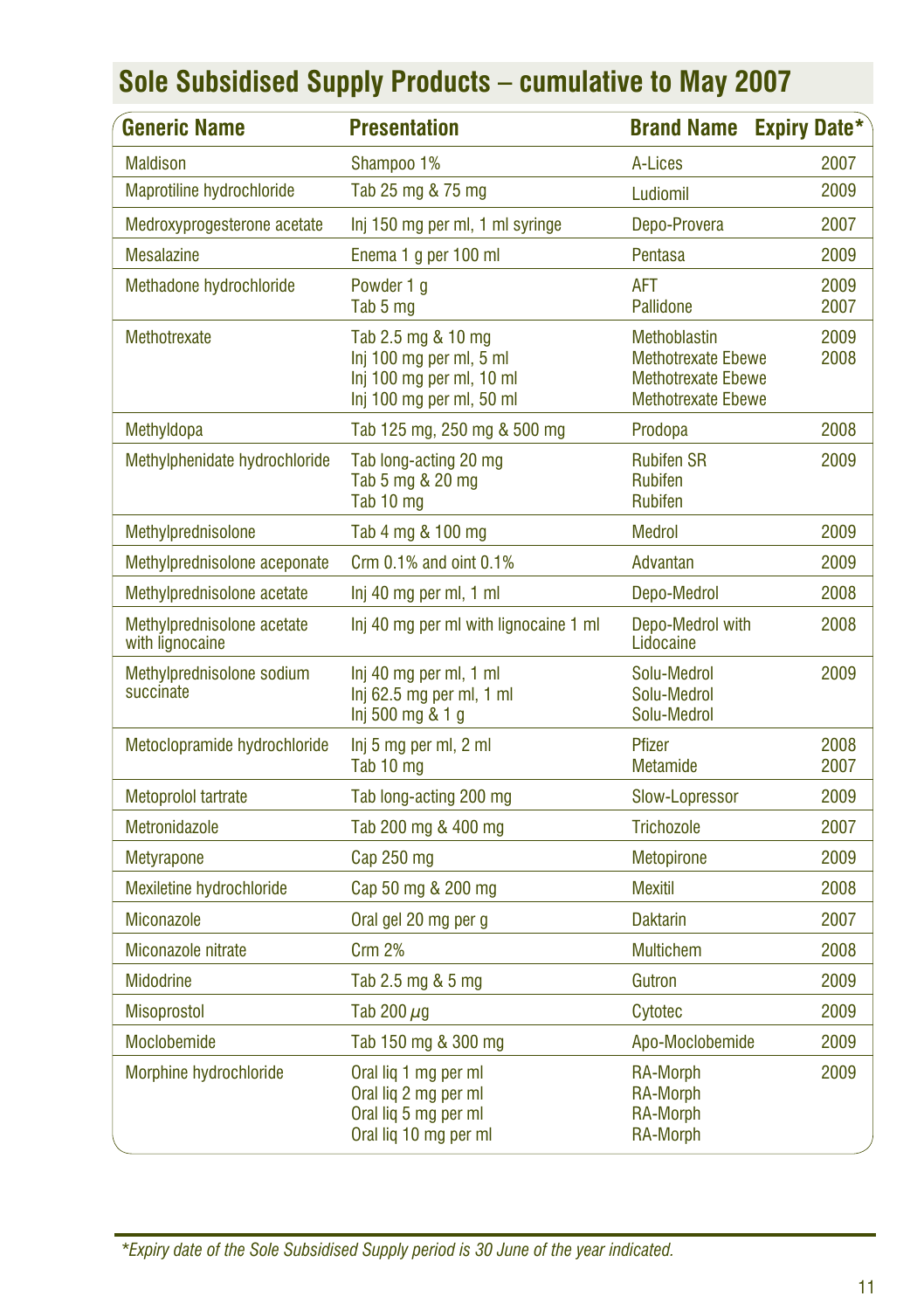## Sole Subsidised Supply Products – cumulative to May 2007

| Generic Name | Presentation | Brand Name | Expiry Date* |
|---|---|---|---|
| Maldison | Shampoo 1% | A-Lices | 2007 |
| Maprotiline hydrochloride | Tab 25 mg & 75 mg | Ludiomil | 2009 |
| Medroxyprogesterone acetate | Inj 150 mg per ml, 1 ml syringe | Depo-Provera | 2007 |
| Mesalazine | Enema 1 g per 100 ml | Pentasa | 2009 |
| Methadone hydrochloride | Powder 1 g | AFT | 2009 |
| | Tab 5 mg | Pallidone | 2007 |
| Methotrexate | Tab 2.5 mg & 10 mg | Methoblastin | 2009 |
| | Inj 100 mg per ml, 5 ml | Methotrexate Ebewe | 2008 |
| | Inj 100 mg per ml, 10 ml | Methotrexate Ebewe | |
| | Inj 100 mg per ml, 50 ml | Methotrexate Ebewe | |
| Methyldopa | Tab 125 mg, 250 mg & 500 mg | Prodopa | 2008 |
| Methylphenidate hydrochloride | Tab long-acting 20 mg | Rubifen SR | 2009 |
| | Tab 5 mg & 20 mg | Rubifen | |
| | Tab 10 mg | Rubifen | |
| Methylprednisolone | Tab 4 mg & 100 mg | Medrol | 2009 |
| Methylprednisolone aceponate | Crm 0.1% and oint 0.1% | Advantan | 2009 |
| Methylprednisolone acetate | Inj 40 mg per ml, 1 ml | Depo-Medrol | 2008 |
| Methylprednisolone acetate with lignocaine | Inj 40 mg per ml with lignocaine 1 ml | Depo-Medrol with Lidocaine | 2008 |
| Methylprednisolone sodium succinate | Inj 40 mg per ml, 1 ml | Solu-Medrol | 2009 |
| | Inj 62.5 mg per ml, 1 ml | Solu-Medrol | |
| | Inj 500 mg & 1 g | Solu-Medrol | |
| Metoclopramide hydrochloride | Inj 5 mg per ml, 2 ml | Pfizer | 2008 |
| | Tab 10 mg | Metamide | 2007 |
| Metoprolol tartrate | Tab long-acting 200 mg | Slow-Lopressor | 2009 |
| Metronidazole | Tab 200 mg & 400 mg | Trichozole | 2007 |
| Metyrapone | Cap 250 mg | Metopirone | 2009 |
| Mexiletine hydrochloride | Cap 50 mg & 200 mg | Mexitil | 2008 |
| Miconazole | Oral gel 20 mg per g | Daktarin | 2007 |
| Miconazole nitrate | Crm 2% | Multichem | 2008 |
| Midodrine | Tab 2.5 mg & 5 mg | Gutron | 2009 |
| Misoprostol | Tab 200 $\mu$g | Cytotec | 2009 |
| Moclobemide | Tab 150 mg & 300 mg | Apo-Moclobemide | 2009 |
| Morphine hydrochloride | Oral liq 1 mg per ml | RA-Morph | 2009 |
| | Oral liq 2 mg per ml | RA-Morph | |
| | Oral liq 5 mg per ml | RA-Morph | |
| | Oral liq 10 mg per ml | RA-Morph | |

*\*Expiry date of the Sole Subsidised Supply period is 30 June of the year indicated.*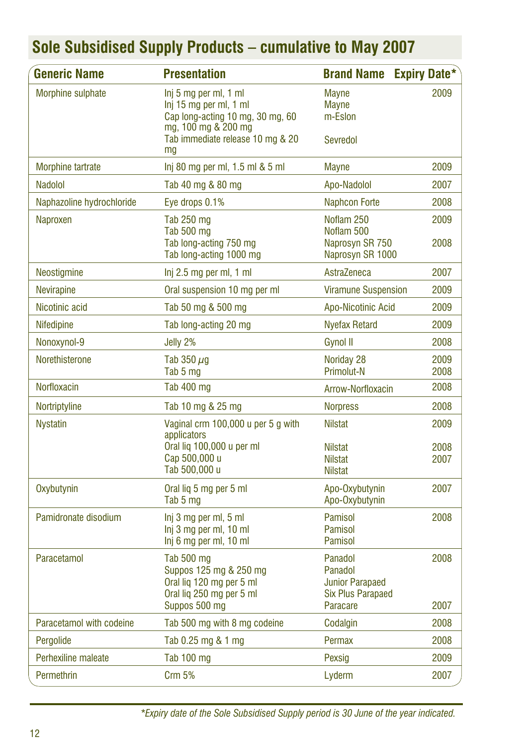# Sole Subsidised Supply Products – cumulative to May 2007

| Generic Name | Presentation | Brand Name | Expiry Date* |
|---|---|---|---|
| Morphine sulphate | Inj 5 mg per ml, 1 ml<br>Inj 15 mg per ml, 1 ml<br>Cap long-acting 10 mg, 30 mg, 60 mg, 100 mg & 200 mg<br>Tab immediate release 10 mg & 20 mg | Mayne<br>Mayne<br>m-Eslon<br>Sevredol | 2009 |
| Morphine tartrate | Inj 80 mg per ml, 1.5 ml & 5 ml | Mayne | 2009 |
| Nadolol | Tab 40 mg & 80 mg | Apo-Nadolol | 2007 |
| Naphazoline hydrochloride | Eye drops 0.1% | Naphcon Forte | 2008 |
| Naproxen | Tab 250 mg<br>Tab 500 mg<br>Tab long-acting 750 mg<br>Tab long-acting 1000 mg | Noflam 250<br>Noflam 500<br>Naprosyn SR 750<br>Naprosyn SR 1000 | 2009<br><br>2008 |
| Neostigmine | Inj 2.5 mg per ml, 1 ml | AstraZeneca | 2007 |
| Nevirapine | Oral suspension 10 mg per ml | Viramune Suspension | 2009 |
| Nicotinic acid | Tab 50 mg & 500 mg | Apo-Nicotinic Acid | 2009 |
| Nifedipine | Tab long-acting 20 mg | Nyefax Retard | 2009 |
| Nonoxynol-9 | Jelly 2% | Gynol II | 2008 |
| Norethisterone | Tab 350 $\mu$g<br>Tab 5 mg | Noriday 28<br>Primolut-N | 2009<br>2008 |
| Norfloxacin | Tab 400 mg | Arrow-Norfloxacin | 2008 |
| Nortriptyline | Tab 10 mg & 25 mg | Norpress | 2008 |
| Nystatin | Vaginal crm 100,000 u per 5 g with applicators<br>Oral liq 100,000 u per ml<br>Cap 500,000 u<br>Tab 500,000 u | Nilstat<br>Nilstat<br>Nilstat<br>Nilstat | 2009<br>2008<br>2007 |
| Oxybutynin | Oral liq 5 mg per 5 ml<br>Tab 5 mg | Apo-Oxybutynin<br>Apo-Oxybutynin | 2007 |
| Pamidronate disodium | Inj 3 mg per ml, 5 ml<br>Inj 3 mg per ml, 10 ml<br>Inj 6 mg per ml, 10 ml | Pamisol<br>Pamisol<br>Pamisol | 2008 |
| Paracetamol | Tab 500 mg<br>Suppos 125 mg & 250 mg<br>Oral liq 120 mg per 5 ml<br>Oral liq 250 mg per 5 ml<br>Suppos 500 mg | Panadol<br>Panadol<br>Junior Parapaed<br>Six Plus Parapaed<br>Paracare | 2008<br><br><br><br>2007 |
| Paracetamol with codeine | Tab 500 mg with 8 mg codeine | Codalgin | 2008 |
| Pergolide | Tab 0.25 mg & 1 mg | Permax | 2008 |
| Perhexiline maleate | Tab 100 mg | Pexsig | 2009 |
| Permethrin | Crm 5% | Lyderm | 2007 |

*Expiry date of the Sole Subsidised Supply period is 30 June of the year indicated.*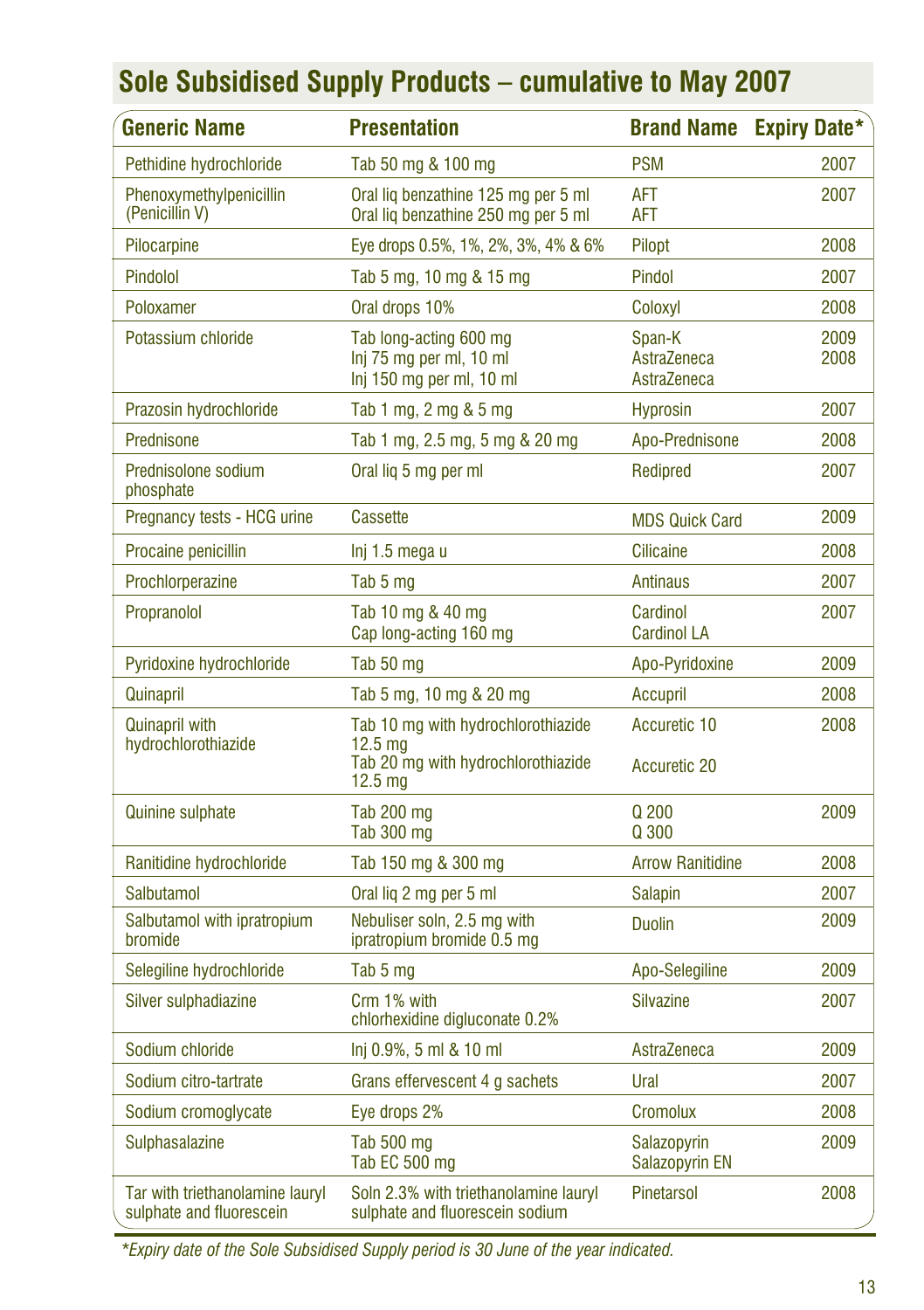## Sole Subsidised Supply Products – cumulative to May 2007

| Generic Name | Presentation | Brand Name | Expiry Date* |
|---|---|---|---|
| Pethidine hydrochloride | Tab 50 mg & 100 mg | PSM | 2007 |
| Phenoxymethylpenicillin (Penicillin V) | Oral liq benzathine 125 mg per 5 ml<br>Oral liq benzathine 250 mg per 5 ml | AFT<br>AFT | 2007 |
| Pilocarpine | Eye drops 0.5%, 1%, 2%, 3%, 4% & 6% | Pilopt | 2008 |
| Pindolol | Tab 5 mg, 10 mg & 15 mg | Pindol | 2007 |
| Poloxamer | Oral drops 10% | Coloxyl | 2008 |
| Potassium chloride | Tab long-acting 600 mg<br>Inj 75 mg per ml, 10 ml<br>Inj 150 mg per ml, 10 ml | Span-K<br>AstraZeneca<br>AstraZeneca | 2009<br>2008 |
| Prazosin hydrochloride | Tab 1 mg, 2 mg & 5 mg | Hyprosin | 2007 |
| Prednisone | Tab 1 mg, 2.5 mg, 5 mg & 20 mg | Apo-Prednisone | 2008 |
| Prednisolone sodium phosphate | Oral liq 5 mg per ml | Redipred | 2007 |
| Pregnancy tests - HCG urine | Cassette | MDS Quick Card | 2009 |
| Procaine penicillin | Inj 1.5 mega u | Cilicaine | 2008 |
| Prochlorperazine | Tab 5 mg | Antinaus | 2007 |
| Propranolol | Tab 10 mg & 40 mg<br>Cap long-acting 160 mg | Cardinol<br>Cardinol LA | 2007 |
| Pyridoxine hydrochloride | Tab 50 mg | Apo-Pyridoxine | 2009 |
| Quinapril | Tab 5 mg, 10 mg & 20 mg | Accupril | 2008 |
| Quinapril with hydrochlorothiazide | Tab 10 mg with hydrochlorothiazide 12.5 mg<br>Tab 20 mg with hydrochlorothiazide 12.5 mg | Accuretic 10<br>Accuretic 20 | 2008 |
| Quinine sulphate | Tab 200 mg<br>Tab 300 mg | Q 200<br>Q 300 | 2009 |
| Ranitidine hydrochloride | Tab 150 mg & 300 mg | Arrow Ranitidine | 2008 |
| Salbutamol | Oral liq 2 mg per 5 ml | Salapin | 2007 |
| Salbutamol with ipratropium bromide | Nebuliser soln, 2.5 mg with ipratropium bromide 0.5 mg | Duolin | 2009 |
| Selegiline hydrochloride | Tab 5 mg | Apo-Selegiline | 2009 |
| Silver sulphadiazine | Crm 1% with chlorhexidine digluconate 0.2% | Silvazine | 2007 |
| Sodium chloride | Inj 0.9%, 5 ml & 10 ml | AstraZeneca | 2009 |
| Sodium citro-tartrate | Grans effervescent 4 g sachets | Ural | 2007 |
| Sodium cromoglycate | Eye drops 2% | Cromolux | 2008 |
| Sulphasalazine | Tab 500 mg<br>Tab EC 500 mg | Salazopyrin<br>Salazopyrin EN | 2009 |
| Tar with triethanolamine lauryl sulphate and fluorescein | Soln 2.3% with triethanolamine lauryl sulphate and fluorescein sodium | Pinetarsol | 2008 |

*Expiry date of the Sole Subsidised Supply period is 30 June of the year indicated.*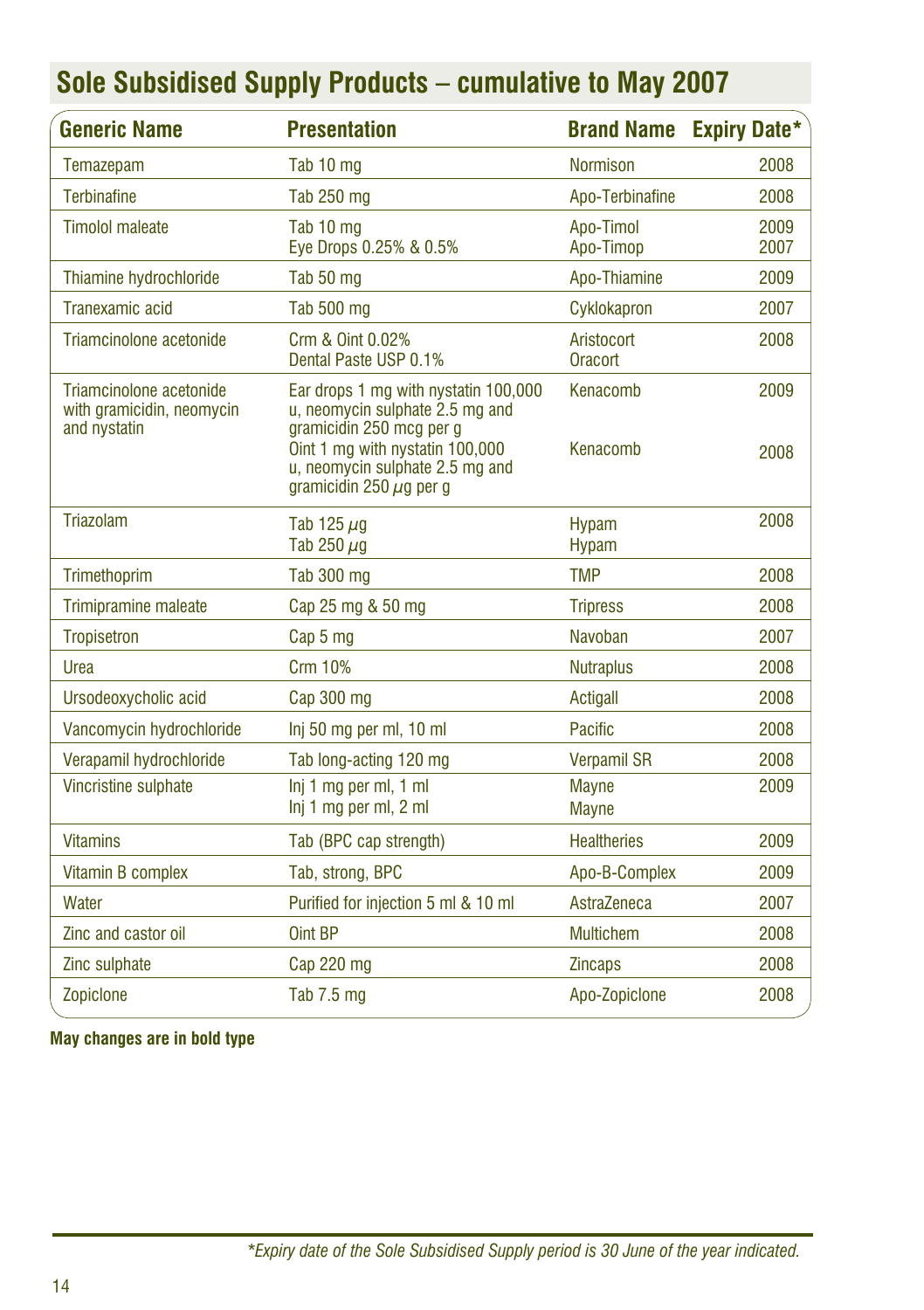## Sole Subsidised Supply Products – cumulative to May 2007

| Generic Name | Presentation | Brand Name | Expiry Date* |
|---|---|---|---|
| Temazepam | Tab 10 mg | Normison | 2008 |
| Terbinafine | Tab 250 mg | Apo-Terbinafine | 2008 |
| Timolol maleate | Tab 10 mg<br>Eye Drops 0.25% & 0.5% | Apo-Timol<br>Apo-Timop | 2009<br>2007 |
| Thiamine hydrochloride | Tab 50 mg | Apo-Thiamine | 2009 |
| Tranexamic acid | Tab 500 mg | Cyklokapron | 2007 |
| Triamcinolone acetonide | Crm & Oint 0.02%<br>Dental Paste USP 0.1% | Aristocort<br>Oracort | 2008 |
| Triamcinolone acetonide with gramicidin, neomycin and nystatin | Ear drops 1 mg with nystatin 100,000 u, neomycin sulphate 2.5 mg and gramicidin 250 mcg per g<br>Oint 1 mg with nystatin 100,000 u, neomycin sulphate 2.5 mg and gramicidin 250 μg per g | Kenacomb<br>Kenacomb | 2009<br>2008 |
| Triazolam | Tab 125 μg<br>Tab 250 μg | Hypam<br>Hypam | 2008 |
| Trimethoprim | Tab 300 mg | TMP | 2008 |
| Trimipramine maleate | Cap 25 mg & 50 mg | Tripress | 2008 |
| Tropisetron | Cap 5 mg | Navoban | 2007 |
| Urea | Crm 10% | Nutraplus | 2008 |
| Ursodeoxycholic acid | Cap 300 mg | Actigall | 2008 |
| Vancomycin hydrochloride | Inj 50 mg per ml, 10 ml | Pacific | 2008 |
| Verapamil hydrochloride | Tab long-acting 120 mg | Verpamil SR | 2008 |
| Vincristine sulphate | Inj 1 mg per ml, 1 ml<br>Inj 1 mg per ml, 2 ml | Mayne<br>Mayne | 2009 |
| Vitamins | Tab (BPC cap strength) | Healtheries | 2009 |
| Vitamin B complex | Tab, strong, BPC | Apo-B-Complex | 2009 |
| Water | Purified for injection 5 ml & 10 ml | AstraZeneca | 2007 |
| Zinc and castor oil | Oint BP | Multichem | 2008 |
| Zinc sulphate | Cap 220 mg | Zincaps | 2008 |
| Zopiclone | Tab 7.5 mg | Apo-Zopiclone | 2008 |

**May changes are in bold type**

*\*Expiry date of the Sole Subsidised Supply period is 30 June of the year indicated.*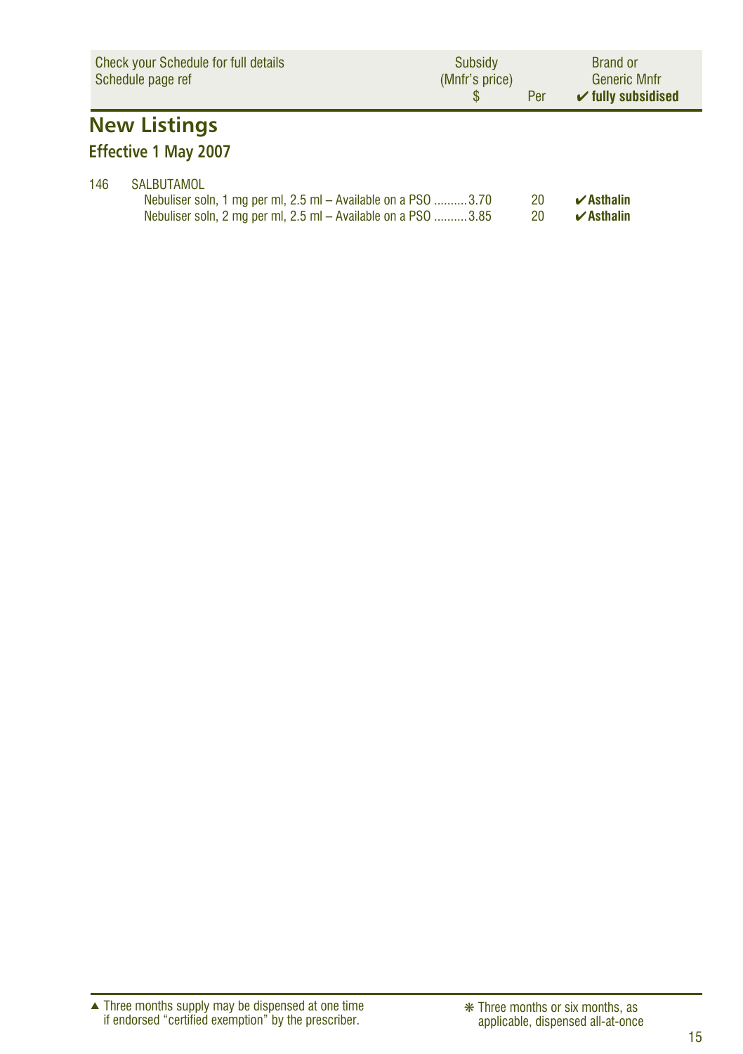| Check your Schedule for full details Schedule page ref | Subsidy (Mnfr's price) $ | Per | Brand or Generic Mnfr ✔ fully subsidised |
|---|---|---|---|

## New Listings

### Effective 1 May 2007

| | | Subsidy $ | Per | Brand |
|---|---|---|---|---|
| 146 | SALBUTAMOL | | | |
| | Nebuliser soln, 1 mg per ml, 2.5 ml – Available on a PSO | 3.70 | 20 | ✔ **Asthalin** |
| | Nebuliser soln, 2 mg per ml, 2.5 ml – Available on a PSO | 3.85 | 20 | ✔ **Asthalin** |

▲ Three months supply may be dispensed at one time if endorsed "certified exemption" by the prescriber.

❋ Three months or six months, as applicable, dispensed all-at-once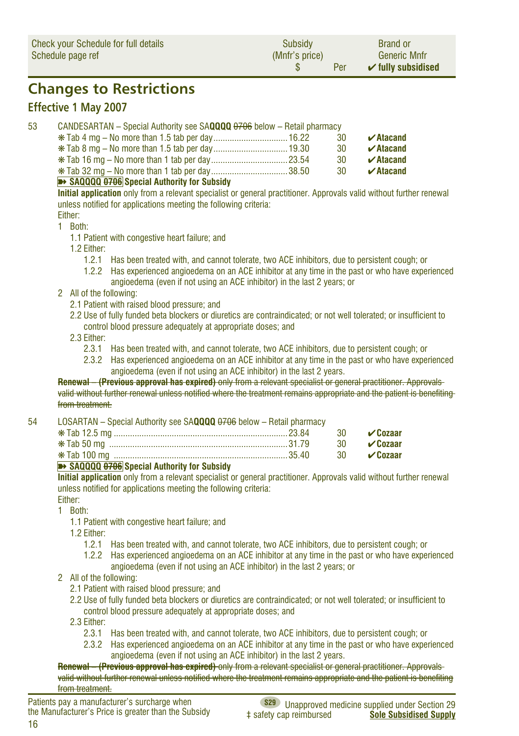| Check your Schedule for full details Schedule page ref | Subsidy (Mnfr's price) $ | Per | Brand or Generic Mnfr ✔ fully subsidised |
|---|---|---|---|

## Changes to Restrictions

### Effective 1 May 2007

53 CANDESARTAN – Special Authority see SA**QQQQ** ~~0706~~ below – Retail pharmacy

| | | | |
|---|---|---|---|
| ❋ Tab 4 mg – No more than 1.5 tab per day | 16.22 | 30 | ✔**Atacand** |
| ❋ Tab 8 mg – No more than 1.5 tab per day | 19.30 | 30 | ✔**Atacand** |
| ❋ Tab 16 mg – No more than 1 tab per day | 23.54 | 30 | ✔**Atacand** |
| ❋ Tab 32 mg – No more than 1 tab per day | 38.50 | 30 | ✔**Atacand** |

**➽ SAQQQQ ~~0706~~ Special Authority for Subsidy**

**Initial application** only from a relevant specialist or general practitioner. Approvals valid without further renewal unless notified for applications meeting the following criteria:

Either:

1 Both:
  - 1.1 Patient with congestive heart failure; and
  - 1.2 Either:
    - 1.2.1 Has been treated with, and cannot tolerate, two ACE inhibitors, due to persistent cough; or
    - 1.2.2 Has experienced angioedema on an ACE inhibitor at any time in the past or who have experienced angioedema (even if not using an ACE inhibitor) in the last 2 years; or

2 All of the following:
  - 2.1 Patient with raised blood pressure; and
  - 2.2 Use of fully funded beta blockers or diuretics are contraindicated; or not well tolerated; or insufficient to control blood pressure adequately at appropriate doses; and
  - 2.3 Either:
    - 2.3.1 Has been treated with, and cannot tolerate, two ACE inhibitors, due to persistent cough; or
    - 2.3.2 Has experienced angioedema on an ACE inhibitor at any time in the past or who have experienced angioedema (even if not using an ACE inhibitor) in the last 2 years.

~~**Renewal – (Previous approval has expired)** only from a relevant specialist or general practitioner. Approvals valid without further renewal unless notified where the treatment remains appropriate and the patient is benefiting from treatment.~~

54 LOSARTAN – Special Authority see SA**QQQQ** ~~0706~~ below – Retail pharmacy

| | | | |
|---|---|---|---|
| ❋ Tab 12.5 mg | 23.84 | 30 | ✔**Cozaar** |
| ❋ Tab 50 mg | 31.79 | 30 | ✔**Cozaar** |
| ❋ Tab 100 mg | 35.40 | 30 | ✔**Cozaar** |

**➽ SAQQQQ ~~0706~~ Special Authority for Subsidy**

**Initial application** only from a relevant specialist or general practitioner. Approvals valid without further renewal unless notified for applications meeting the following criteria:

Either:

1 Both:
  - 1.1 Patient with congestive heart failure; and
  - 1.2 Either:
    - 1.2.1 Has been treated with, and cannot tolerate, two ACE inhibitors, due to persistent cough; or
    - 1.2.2 Has experienced angioedema on an ACE inhibitor at any time in the past or who have experienced angioedema (even if not using an ACE inhibitor) in the last 2 years; or

2 All of the following:
  - 2.1 Patient with raised blood pressure; and
  - 2.2 Use of fully funded beta blockers or diuretics are contraindicated; or not well tolerated; or insufficient to control blood pressure adequately at appropriate doses; and
  - 2.3 Either:
    - 2.3.1 Has been treated with, and cannot tolerate, two ACE inhibitors, due to persistent cough; or
    - 2.3.2 Has experienced angioedema on an ACE inhibitor at any time in the past or who have experienced angioedema (even if not using an ACE inhibitor) in the last 2 years.

~~**Renewal – (Previous approval has expired)** only from a relevant specialist or general practitioner. Approvals valid without further renewal unless notified where the treatment remains appropriate and the patient is benefiting from treatment.~~

Patients pay a manufacturer's surcharge when the Manufacturer's Price is greater than the Subsidy

S29 Unapproved medicine supplied under Section 29
‡ safety cap reimbursed
**Sole Subsidised Supply**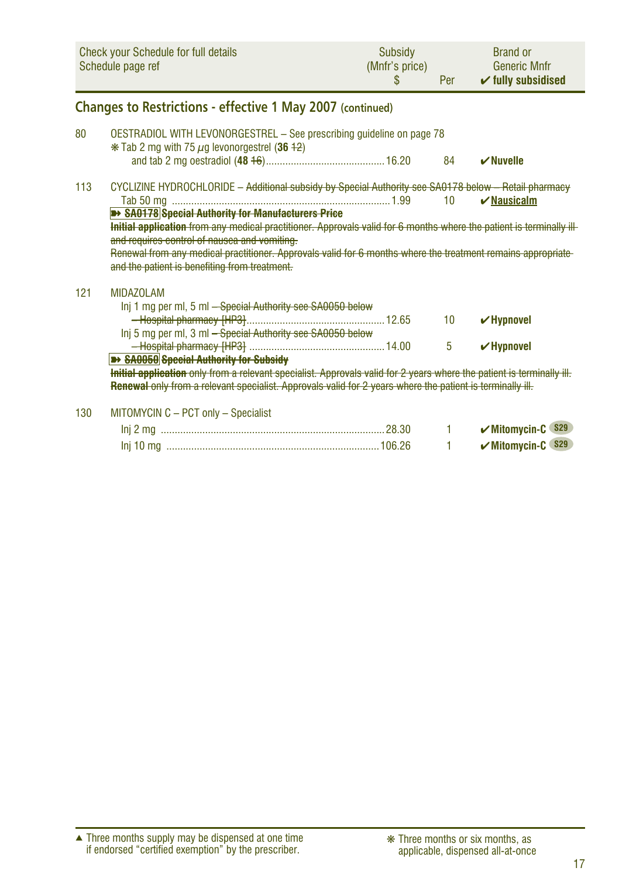| Check your Schedule for full details Schedule page ref | | Subsidy (Mnfr's price) $ | Per | Brand or Generic Mnfr ✔ fully subsidised |
|---|---|---|---|---|

## Changes to Restrictions - effective 1 May 2007 (continued)

| | | | | |
|---|---|---|---|---|
| 80 | OESTRADIOL WITH LEVONORGESTREL – See prescribing guideline on page 78 | | | |
| | ❋ Tab 2 mg with 75 $\mu$g levonorgestrel (**36** ~~12~~) and tab 2 mg oestradiol (**48** ~~16~~) | 16.20 | 84 | ✔Nuvelle |
| 113 | CYCLIZINE HYDROCHLORIDE – ~~Additional subsidy by Special Authority see SA0178 below – Retail pharmacy~~ | | | |
| | Tab 50 mg | 1.99 | 10 | ✔Nausicalm |
| 121 | MIDAZOLAM | | | |
| | Inj 1 mg per ml, 5 ml ~~– Special Authority see SA0050 below – Hospital pharmacy [HP3]~~ | 12.65 | 10 | ✔Hypnovel |
| | Inj 5 mg per ml, 3 ml ~~– Special Authority see SA0050 below – Hospital pharmacy [HP3]~~ | 14.00 | 5 | ✔Hypnovel |
| 130 | MITOMYCIN C – PCT only – Specialist | | | |
| | Inj 2 mg | 28.30 | 1 | ✔Mitomycin-C S29 |
| | Inj 10 mg | 106.26 | 1 | ✔Mitomycin-C S29 |

Cyclizine hydrochloride (page 113):

~~**SA0178 Special Authority for Manufacturers Price**~~

~~**Initial application** from any medical practitioner. Approvals valid for 6 months where the patient is terminally ill and requires control of nausea and vomiting.~~

~~Renewal from any medical practitioner. Approvals valid for 6 months where the treatment remains appropriate and the patient is benefiting from treatment.~~

Midazolam (page 121):

~~**SA0050 Special Authority for Subsidy**~~

~~**Initial application** only from a relevant specialist. Approvals valid for 2 years where the patient is terminally ill.~~

~~**Renewal** only from a relevant specialist. Approvals valid for 2 years where the patient is terminally ill.~~

▲ Three months supply may be dispensed at one time if endorsed "certified exemption" by the prescriber.

❋ Three months or six months, as applicable, dispensed all-at-once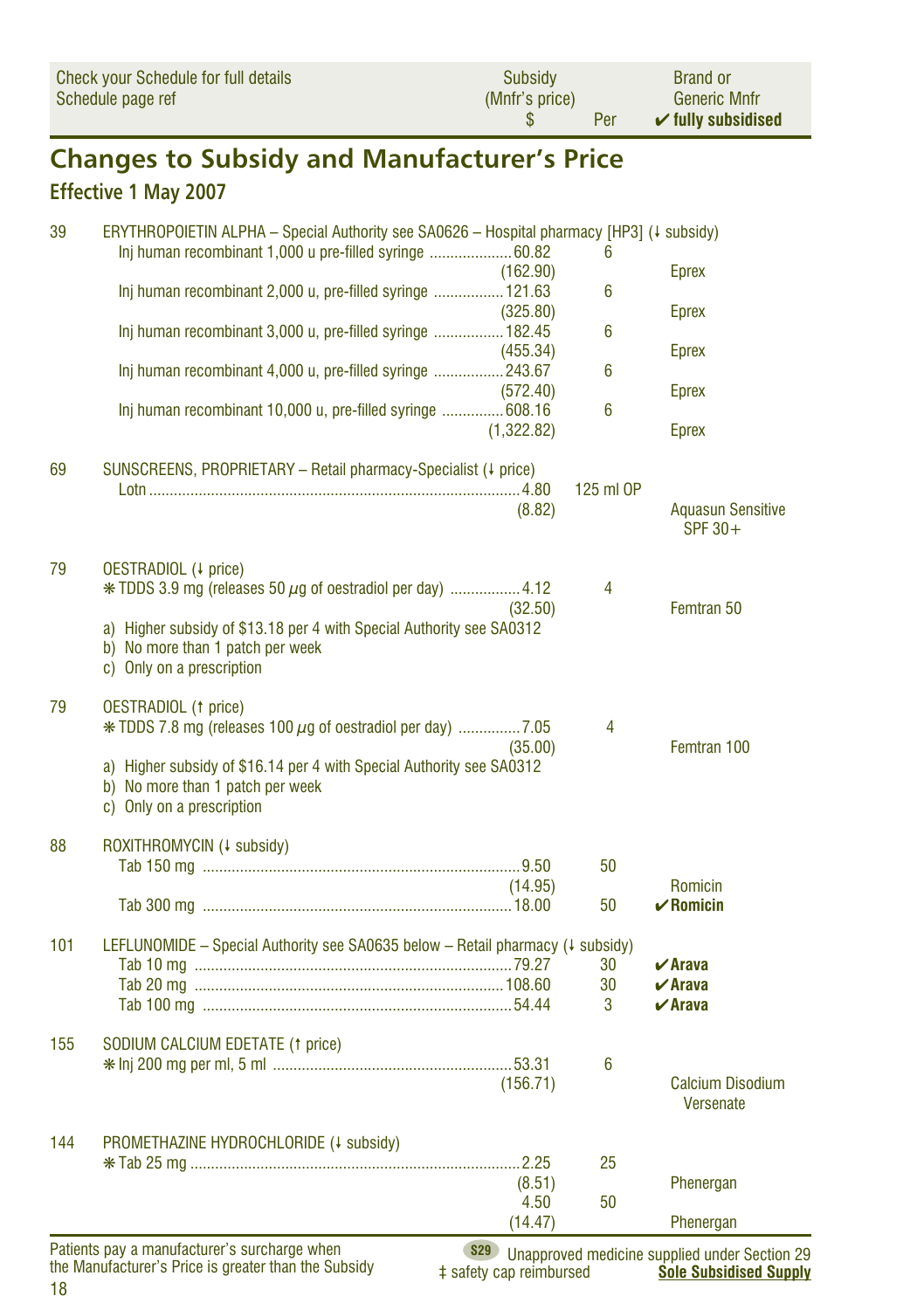| Check your Schedule for full details Schedule page ref | | Subsidy (Mnfr's price) $ | Per | Brand or Generic Mnfr ✔ fully subsidised |
|---|---|---|---|---|

## Changes to Subsidy and Manufacturer's Price

### Effective 1 May 2007

| Page | Item | Subsidy (Mnfr's price) $ | Per | Brand or Generic Mnfr |
|---|---|---|---|---|
| 39 | ERYTHROPOIETIN ALPHA – Special Authority see SA0626 – Hospital pharmacy [HP3] (↓ subsidy) | | | |
| | Inj human recombinant 1,000 u pre-filled syringe | 60.82 (162.90) | 6 | Eprex |
| | Inj human recombinant 2,000 u, pre-filled syringe | 121.63 (325.80) | 6 | Eprex |
| | Inj human recombinant 3,000 u, pre-filled syringe | 182.45 (455.34) | 6 | Eprex |
| | Inj human recombinant 4,000 u, pre-filled syringe | 243.67 (572.40) | 6 | Eprex |
| | Inj human recombinant 10,000 u, pre-filled syringe | 608.16 (1,322.82) | 6 | Eprex |
| 69 | SUNSCREENS, PROPRIETARY – Retail pharmacy-Specialist (↓ price) | | | |
| | Lotn | 4.80 (8.82) | 125 ml OP | Aquasun Sensitive SPF 30+ |
| 79 | OESTRADIOL (↓ price) | | | |
| | ❋ TDDS 3.9 mg (releases 50 $\mu$g of oestradiol per day) | 4.12 (32.50) | 4 | Femtran 50 |
| | a) Higher subsidy of $13.18 per 4 with Special Authority see SA0312<br>b) No more than 1 patch per week<br>c) Only on a prescription | | | |
| 79 | OESTRADIOL (↑ price) | | | |
| | ❋ TDDS 7.8 mg (releases 100 $\mu$g of oestradiol per day) | 7.05 (35.00) | 4 | Femtran 100 |
| | a) Higher subsidy of $16.14 per 4 with Special Authority see SA0312<br>b) No more than 1 patch per week<br>c) Only on a prescription | | | |
| 88 | ROXITHROMYCIN (↓ subsidy) | | | |
| | Tab 150 mg | 9.50 (14.95) | 50 | Romicin |
| | Tab 300 mg | 18.00 | 50 | ✔ **Romicin** |
| 101 | LEFLUNOMIDE – Special Authority see SA0635 below – Retail pharmacy (↓ subsidy) | | | |
| | Tab 10 mg | 79.27 | 30 | ✔ **Arava** |
| | Tab 20 mg | 108.60 | 30 | ✔ **Arava** |
| | Tab 100 mg | 54.44 | 3 | ✔ **Arava** |
| 155 | SODIUM CALCIUM EDETATE (↑ price) | | | |
| | ❋ Inj 200 mg per ml, 5 ml | 53.31 (156.71) | 6 | Calcium Disodium Versenate |
| 144 | PROMETHAZINE HYDROCHLORIDE (↓ subsidy) | | | |
| | ❋ Tab 25 mg | 2.25 (8.51) | 25 | Phenergan |
| | | 4.50 (14.47) | 50 | Phenergan |

Patients pay a manufacturer's surcharge when the Manufacturer's Price is greater than the Subsidy

S29 Unapproved medicine supplied under Section 29

‡ safety cap reimbursed

**Sole Subsidised Supply**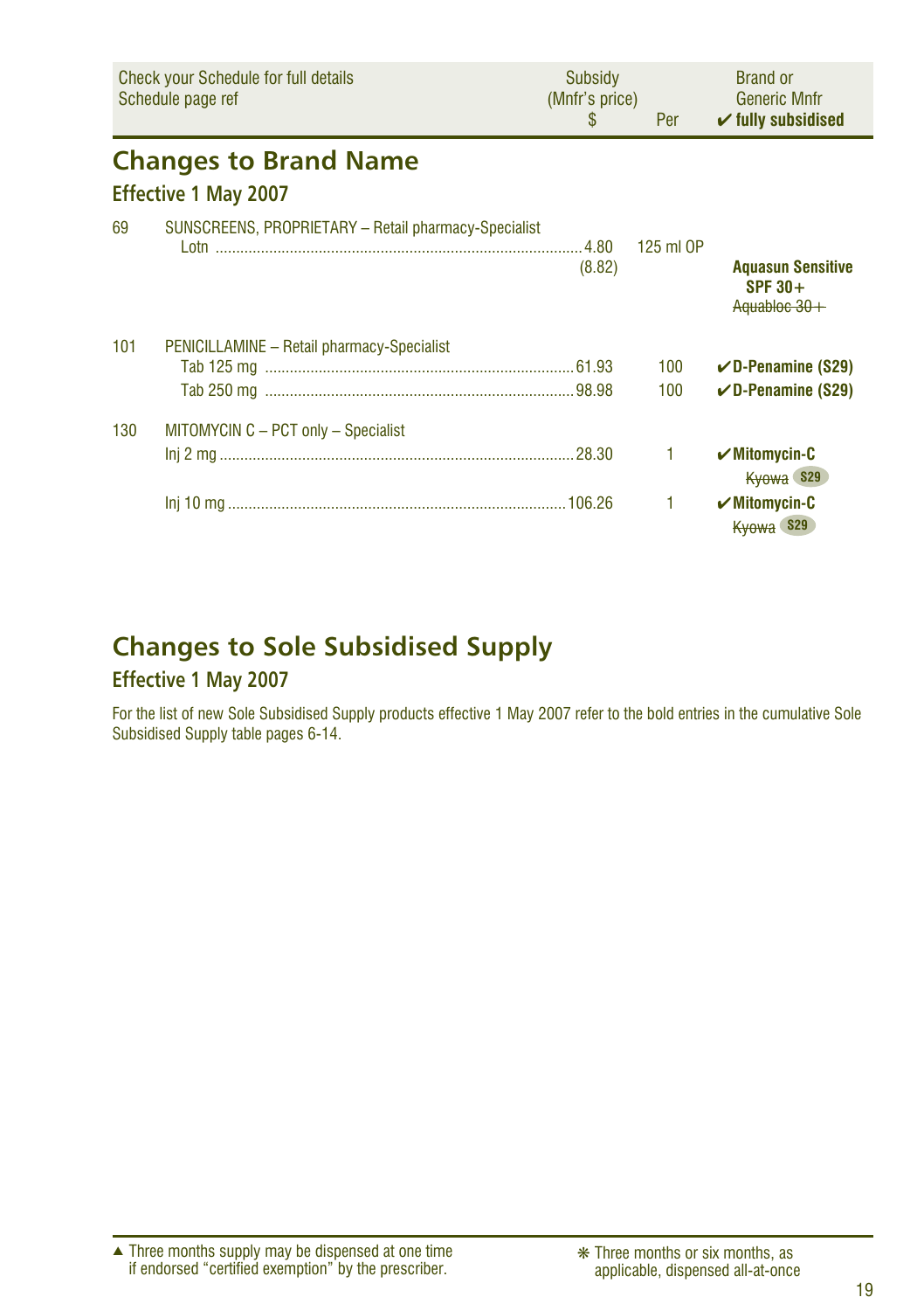| Check your Schedule for full details Schedule page ref | | Subsidy (Mnfr's price) $ | Per | Brand or Generic Mnfr ✔ fully subsidised |
|---|---|---|---|---|

## Changes to Brand Name

### Effective 1 May 2007

| | | | | |
|---|---|---|---|---|
| 69 | SUNSCREENS, PROPRIETARY – Retail pharmacy-Specialist | | | |
| | Lotn | 4.80 (8.82) | 125 ml OP | **Aquasun Sensitive SPF 30+** ~~Aquabloc 30+~~ |
| 101 | PENICILLAMINE – Retail pharmacy-Specialist | | | |
| | Tab 125 mg | 61.93 | 100 | ✔**D-Penamine (S29)** |
| | Tab 250 mg | 98.98 | 100 | ✔**D-Penamine (S29)** |
| 130 | MITOMYCIN C – PCT only – Specialist | | | |
| | Inj 2 mg | 28.30 | 1 | ✔**Mitomycin-C** ~~Kyowa~~ S29 |
| | Inj 10 mg | 106.26 | 1 | ✔**Mitomycin-C** ~~Kyowa~~ S29 |

## Changes to Sole Subsidised Supply

### Effective 1 May 2007

For the list of new Sole Subsidised Supply products effective 1 May 2007 refer to the bold entries in the cumulative Sole Subsidised Supply table pages 6-14.

▲ Three months supply may be dispensed at one time if endorsed "certified exemption" by the prescriber.

❋ Three months or six months, as applicable, dispensed all-at-once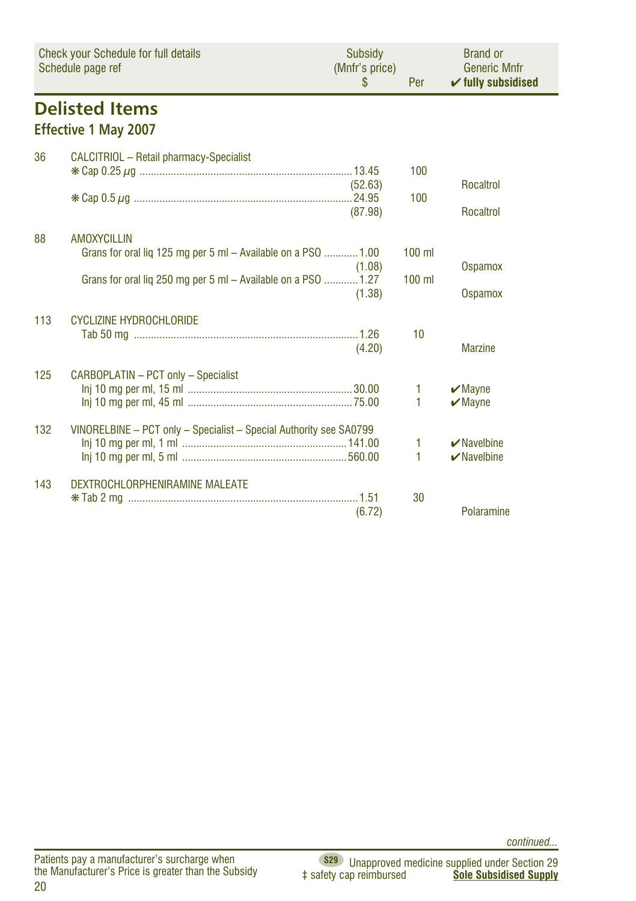| Check your Schedule for full details Schedule page ref | | Subsidy (Mnfr's price) $ | Per | Brand or Generic Mnfr ✔ fully subsidised |
|---|---|---|---|---|

## Delisted Items

### Effective 1 May 2007

| | | | | |
|---|---|---|---|---|
| 36 | CALCITRIOL – Retail pharmacy-Specialist | | | |
| | ❋ Cap 0.25 µg | 13.45 (52.63) | 100 | Rocaltrol |
| | ❋ Cap 0.5 µg | 24.95 (87.98) | 100 | Rocaltrol |
| 88 | AMOXYCILLIN | | | |
| | Grans for oral liq 125 mg per 5 ml – Available on a PSO | 1.00 (1.08) | 100 ml | Ospamox |
| | Grans for oral liq 250 mg per 5 ml – Available on a PSO | 1.27 (1.38) | 100 ml | Ospamox |
| 113 | CYCLIZINE HYDROCHLORIDE | | | |
| | Tab 50 mg | 1.26 (4.20) | 10 | Marzine |
| 125 | CARBOPLATIN – PCT only – Specialist | | | |
| | Inj 10 mg per ml, 15 ml | 30.00 | 1 | ✔Mayne |
| | Inj 10 mg per ml, 45 ml | 75.00 | 1 | ✔Mayne |
| 132 | VINORELBINE – PCT only – Specialist – Special Authority see SA0799 | | | |
| | Inj 10 mg per ml, 1 ml | 141.00 | 1 | ✔Navelbine |
| | Inj 10 mg per ml, 5 ml | 560.00 | 1 | ✔Navelbine |
| 143 | DEXTROCHLORPHENIRAMINE MALEATE | | | |
| | ❋ Tab 2 mg | 1.51 (6.72) | 30 | Polaramine |

*continued...*

Patients pay a manufacturer's surcharge when the Manufacturer's Price is greater than the Subsidy

S29 Unapproved medicine supplied under Section 29
‡ safety cap reimbursed
**Sole Subsidised Supply**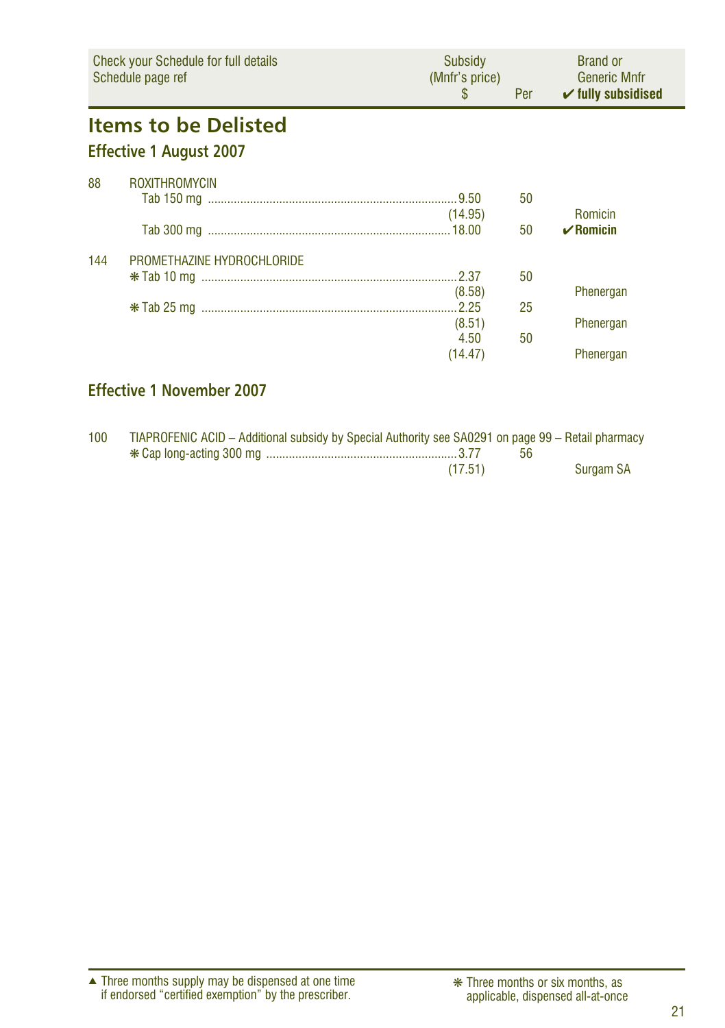| Check your Schedule for full details<br>Schedule page ref | | Subsidy<br>(Mnfr's price)<br>$ | Per | Brand or<br>Generic Mnfr<br>✔ fully subsidised |
|---|---|---|---|---|

# Items to be Delisted

## Effective 1 August 2007

| | | | | |
|---|---|---|---|---|
| 88 | ROXITHROMYCIN | | | |
| | Tab 150 mg | 9.50<br>(14.95) | 50 | Romicin |
| | Tab 300 mg | 18.00 | 50 | **✔ Romicin** |
| 144 | PROMETHAZINE HYDROCHLORIDE | | | |
| | ❋ Tab 10 mg | 2.37<br>(8.58) | 50 | Phenergan |
| | ❋ Tab 25 mg | 2.25<br>(8.51) | 25 | Phenergan |
| | | 4.50<br>(14.47) | 50 | Phenergan |

## Effective 1 November 2007

| | | | | |
|---|---|---|---|---|
| 100 | TIAPROFENIC ACID – Additional subsidy by Special Authority see SA0291 on page 99 – Retail pharmacy | | | |
| | ❋ Cap long-acting 300 mg | 3.77<br>(17.51) | 56 | Surgam SA |

▲ Three months supply may be dispensed at one time if endorsed "certified exemption" by the prescriber.

❋ Three months or six months, as applicable, dispensed all-at-once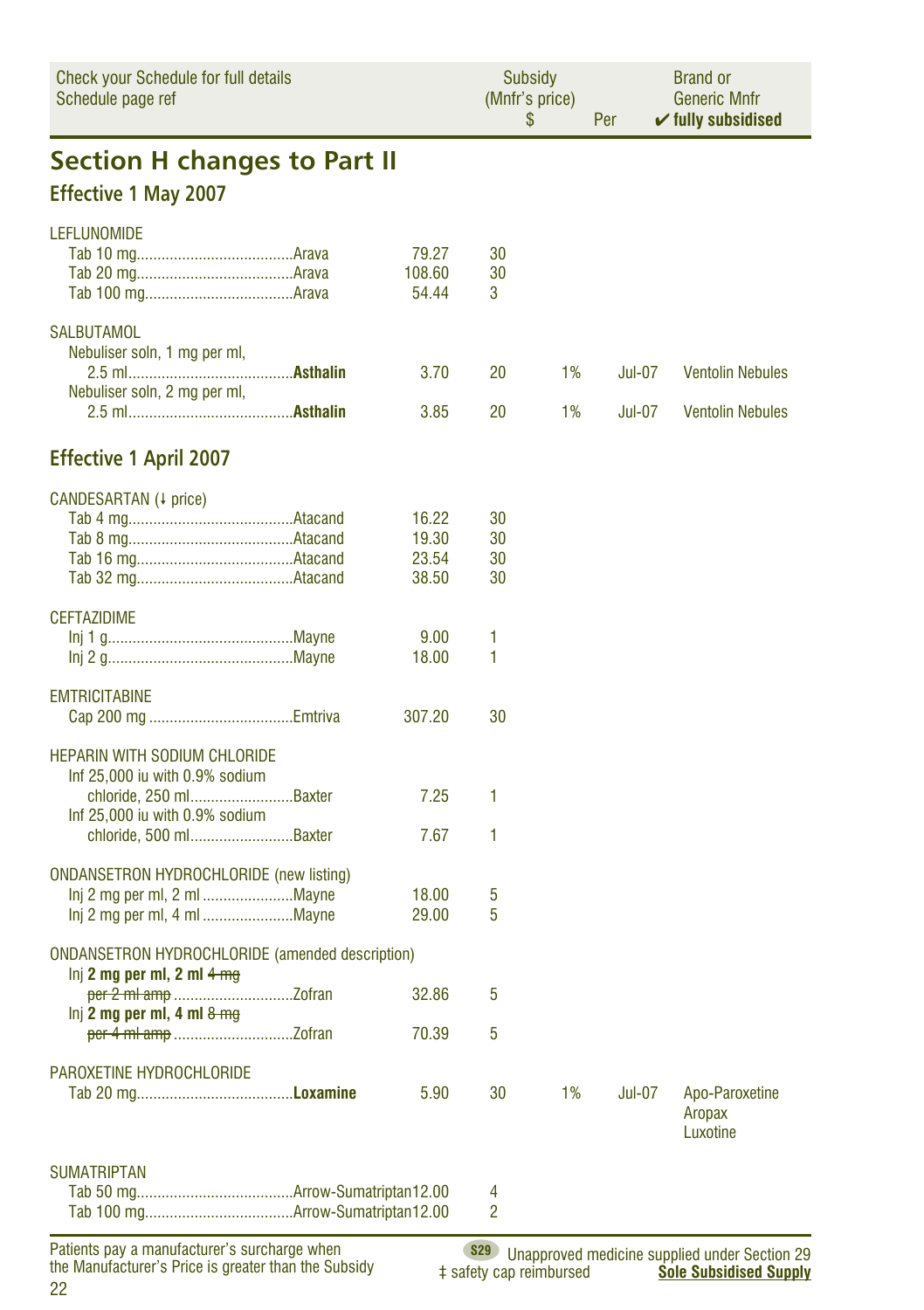| Check your Schedule for full details<br>Schedule page ref | Subsidy<br>(Mnfr's price)<br>$ | Per | | | Brand or<br>Generic Mnfr<br>✔ fully subsidised |
|---|---|---|---|---|---|

# Section H changes to Part II

## Effective 1 May 2007

| | $ | Per | | | |
|---|---|---|---|---|---|
| **LEFLUNOMIDE** | | | | | |
| Tab 10 mg ....Arava | 79.27 | 30 | | | |
| Tab 20 mg ....Arava | 108.60 | 30 | | | |
| Tab 100 mg ....Arava | 54.44 | 3 | | | |
| **SALBUTAMOL** | | | | | |
| Nebuliser soln, 1 mg per ml, 2.5 ml ....**Asthalin** | 3.70 | 20 | 1% | Jul-07 | Ventolin Nebules |
| Nebuliser soln, 2 mg per ml, 2.5 ml ....**Asthalin** | 3.85 | 20 | 1% | Jul-07 | Ventolin Nebules |

## Effective 1 April 2007

| | $ | Per | | | |
|---|---|---|---|---|---|
| **CANDESARTAN** (↓ price) | | | | | |
| Tab 4 mg ....Atacand | 16.22 | 30 | | | |
| Tab 8 mg ....Atacand | 19.30 | 30 | | | |
| Tab 16 mg ....Atacand | 23.54 | 30 | | | |
| Tab 32 mg ....Atacand | 38.50 | 30 | | | |
| **CEFTAZIDIME** | | | | | |
| Inj 1 g ....Mayne | 9.00 | 1 | | | |
| Inj 2 g ....Mayne | 18.00 | 1 | | | |
| **EMTRICITABINE** | | | | | |
| Cap 200 mg ....Emtriva | 307.20 | 30 | | | |
| **HEPARIN WITH SODIUM CHLORIDE** | | | | | |
| Inf 25,000 iu with 0.9% sodium chloride, 250 ml ....Baxter | 7.25 | 1 | | | |
| Inf 25,000 iu with 0.9% sodium chloride, 500 ml ....Baxter | 7.67 | 1 | | | |
| **ONDANSETRON HYDROCHLORIDE** (new listing) | | | | | |
| Inj 2 mg per ml, 2 ml ....Mayne | 18.00 | 5 | | | |
| Inj 2 mg per ml, 4 ml ....Mayne | 29.00 | 5 | | | |
| **ONDANSETRON HYDROCHLORIDE** (amended description) | | | | | |
| Inj **2 mg per ml, 2 ml** ~~4 mg per 2 ml amp~~ ....Zofran | 32.86 | 5 | | | |
| Inj **2 mg per ml, 4 ml** ~~8 mg per 4 ml amp~~ ....Zofran | 70.39 | 5 | | | |
| **PAROXETINE HYDROCHLORIDE** | | | | | |
| Tab 20 mg ....**Loxamine** | 5.90 | 30 | 1% | Jul-07 | Apo-Paroxetine<br>Aropax<br>Luxotine |
| **SUMATRIPTAN** | | | | | |
| Tab 50 mg ....Arrow-Sumatriptan | 12.00 | 4 | | | |
| Tab 100 mg ....Arrow-Sumatriptan | 12.00 | 2 | | | |

Patients pay a manufacturer's surcharge when the Manufacturer's Price is greater than the Subsidy

S29 Unapproved medicine supplied under Section 29

‡ safety cap reimbursed

**Sole Subsidised Supply**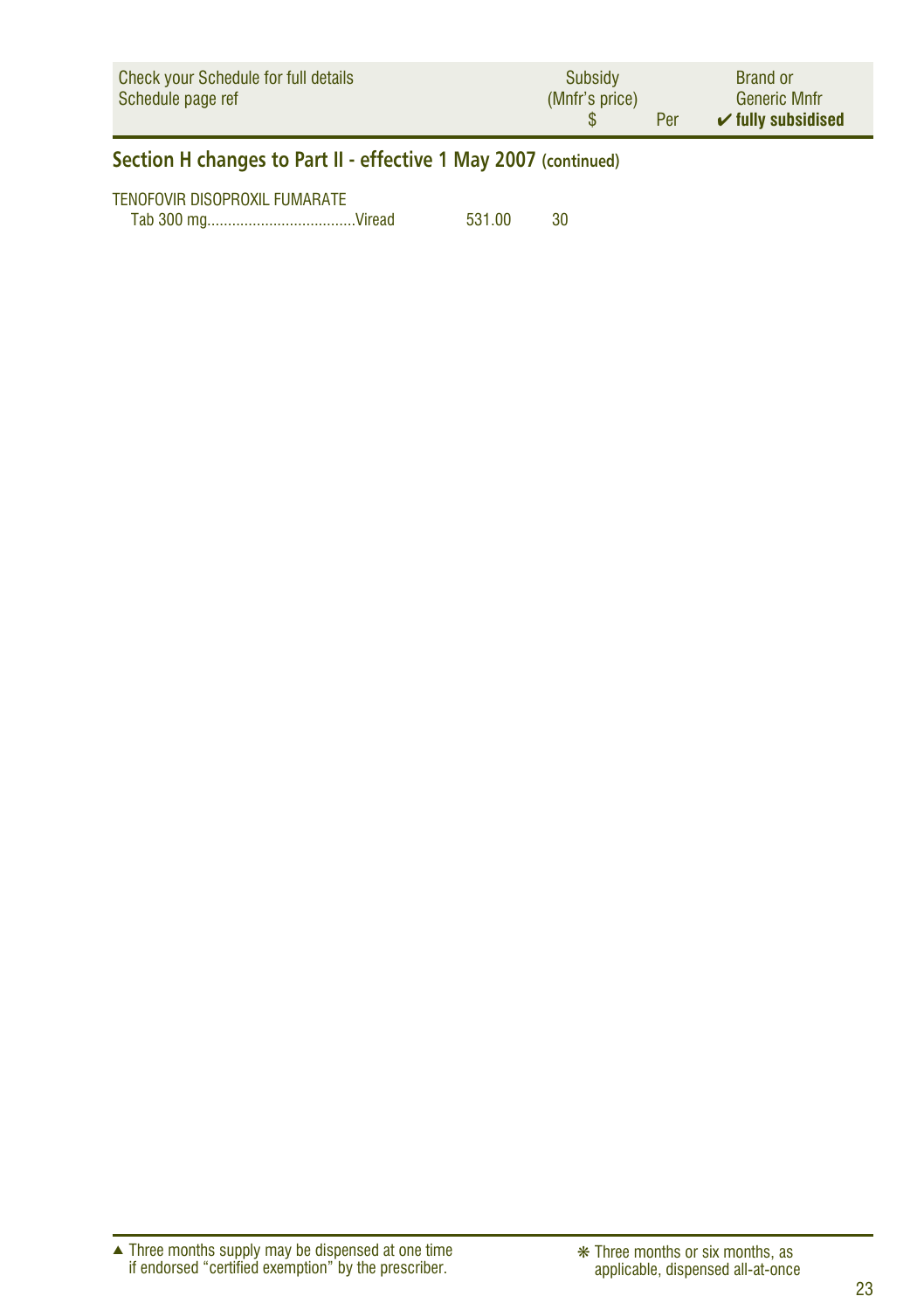| Check your Schedule for full details Schedule page ref | Subsidy (Mnfr's price) $ | Per | Brand or Generic Mnfr ✔ fully subsidised |
|---|---|---|---|

## Section H changes to Part II - effective 1 May 2007 (continued)

TENOFOVIR DISOPROXIL FUMARATE

| | | | |
|---|---|---|---|
| Tab 300 mg....................................Viread | 531.00 | 30 | |

▲ Three months supply may be dispensed at one time if endorsed "certified exemption" by the prescriber.

❋ Three months or six months, as applicable, dispensed all-at-once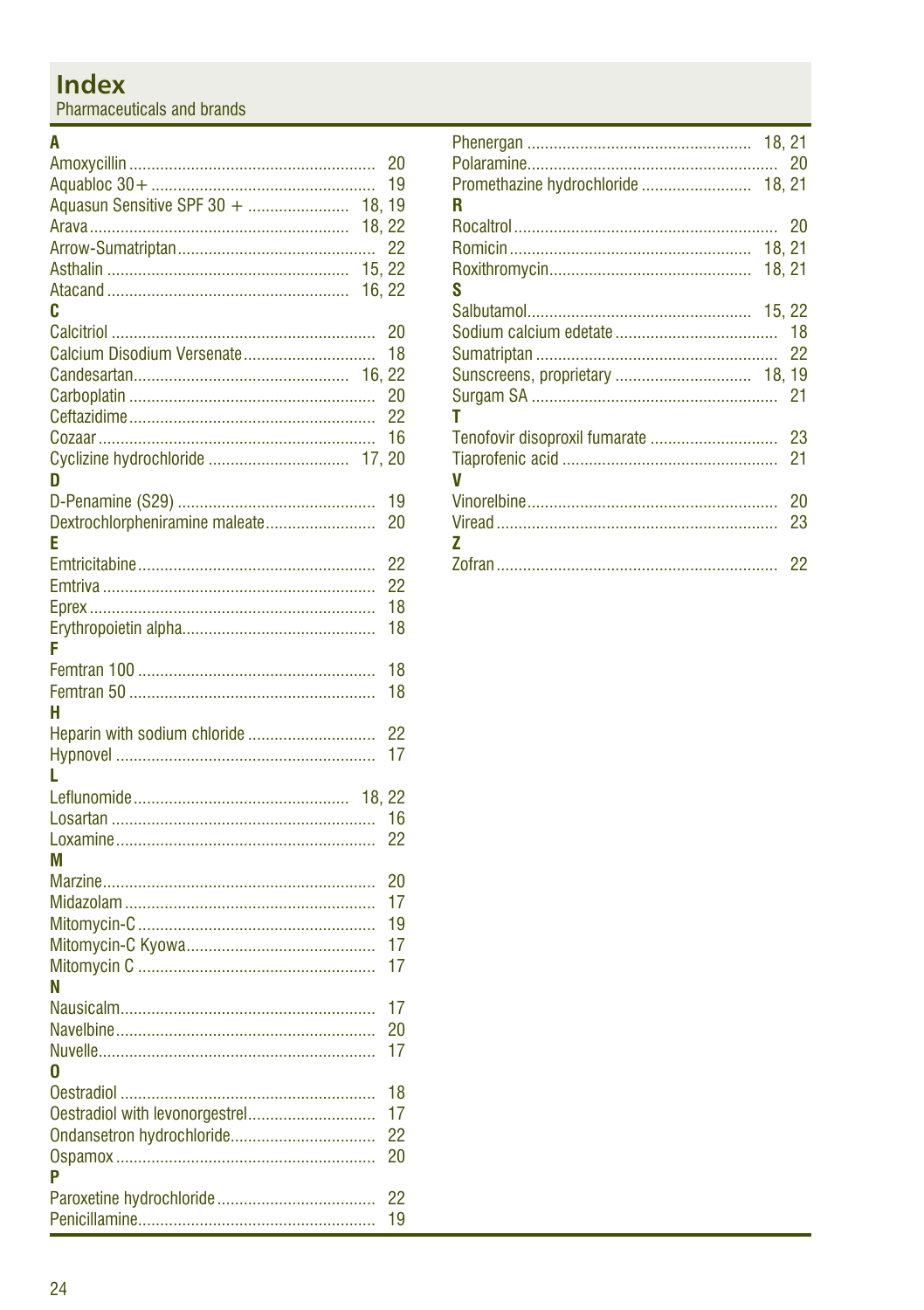# Index

Pharmaceuticals and brands

**A**

Amoxycillin ........................................................ 20
Aquabloc 30+ ................................................... 19
Aquasun Sensitive SPF 30 + ....................... 18, 19
Arava ........................................................... 18, 22
Arrow-Sumatriptan ............................................ 22
Asthalin ....................................................... 15, 22
Atacand ....................................................... 16, 22

**C**

Calcitriol ............................................................ 20
Calcium Disodium Versenate ............................. 18
Candesartan ................................................ 16, 22
Carboplatin ........................................................ 20
Ceftazidime ........................................................ 22
Cozaar ............................................................... 16
Cyclizine hydrochloride ................................ 17, 20

**D**

D-Penamine (S29) ............................................. 19
Dextrochlorpheniramine maleate ......................... 20

**E**

Emtricitabine ...................................................... 22
Emtriva .............................................................. 22
Eprex ................................................................. 18
Erythropoietin alpha ............................................ 18

**F**

Femtran 100 ...................................................... 18
Femtran 50 ........................................................ 18

**H**

Heparin with sodium chloride ............................. 22
Hypnovel ........................................................... 17

**L**

Leflunomide ................................................ 18, 22
Losartan ............................................................ 16
Loxamine ........................................................... 22

**M**

Marzine .............................................................. 20
Midazolam ......................................................... 17
Mitomycin-C ...................................................... 19
Mitomycin-C Kyowa ........................................... 17
Mitomycin C ...................................................... 17

**N**

Nausicalm .......................................................... 17
Navelbine ........................................................... 20
Nuvelle ............................................................... 17

**O**

Oestradiol .......................................................... 18
Oestradiol with levonorgestrel ............................. 17
Ondansetron hydrochloride ................................. 22
Ospamox ........................................................... 20

**P**

Paroxetine hydrochloride .................................... 22
Penicillamine ...................................................... 19
Phenergan ................................................... 18, 21
Polaramine ......................................................... 20
Promethazine hydrochloride ......................... 18, 21

**R**

Rocaltrol ............................................................ 20
Romicin ....................................................... 18, 21
Roxithromycin .............................................. 18, 21

**S**

Salbutamol ................................................... 15, 22
Sodium calcium edetate ..................................... 18
Sumatriptan ....................................................... 22
Sunscreens, proprietary ............................... 18, 19
Surgam SA ........................................................ 21

**T**

Tenofovir disoproxil fumarate ............................. 23
Tiaprofenic acid ................................................. 21

**V**

Vinorelbine ......................................................... 20
Viread ................................................................ 23

**Z**

Zofran ................................................................ 22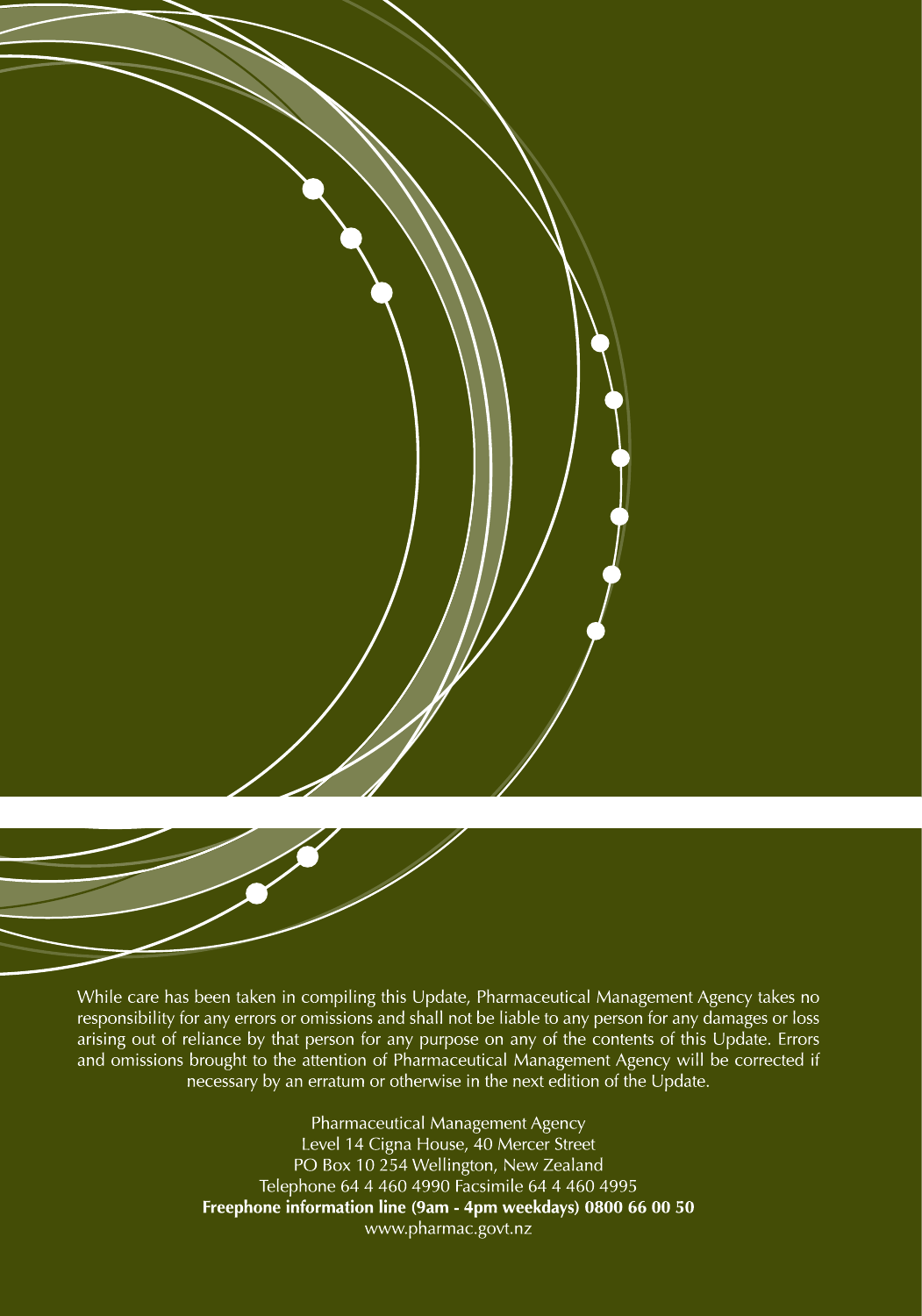While care has been taken in compiling this Update, Pharmaceutical Management Agency takes no responsibility for any errors or omissions and shall not be liable to any person for any damages or loss arising out of reliance by that person for any purpose on any of the contents of this Update. Errors and omissions brought to the attention of Pharmaceutical Management Agency will be corrected if necessary by an erratum or otherwise in the next edition of the Update.

Pharmaceutical Management Agency
Level 14 Cigna House, 40 Mercer Street
PO Box 10 254 Wellington, New Zealand
Telephone 64 4 460 4990 Facsimile 64 4 460 4995
**Freephone information line (9am - 4pm weekdays) 0800 66 00 50**
www.pharmac.govt.nz